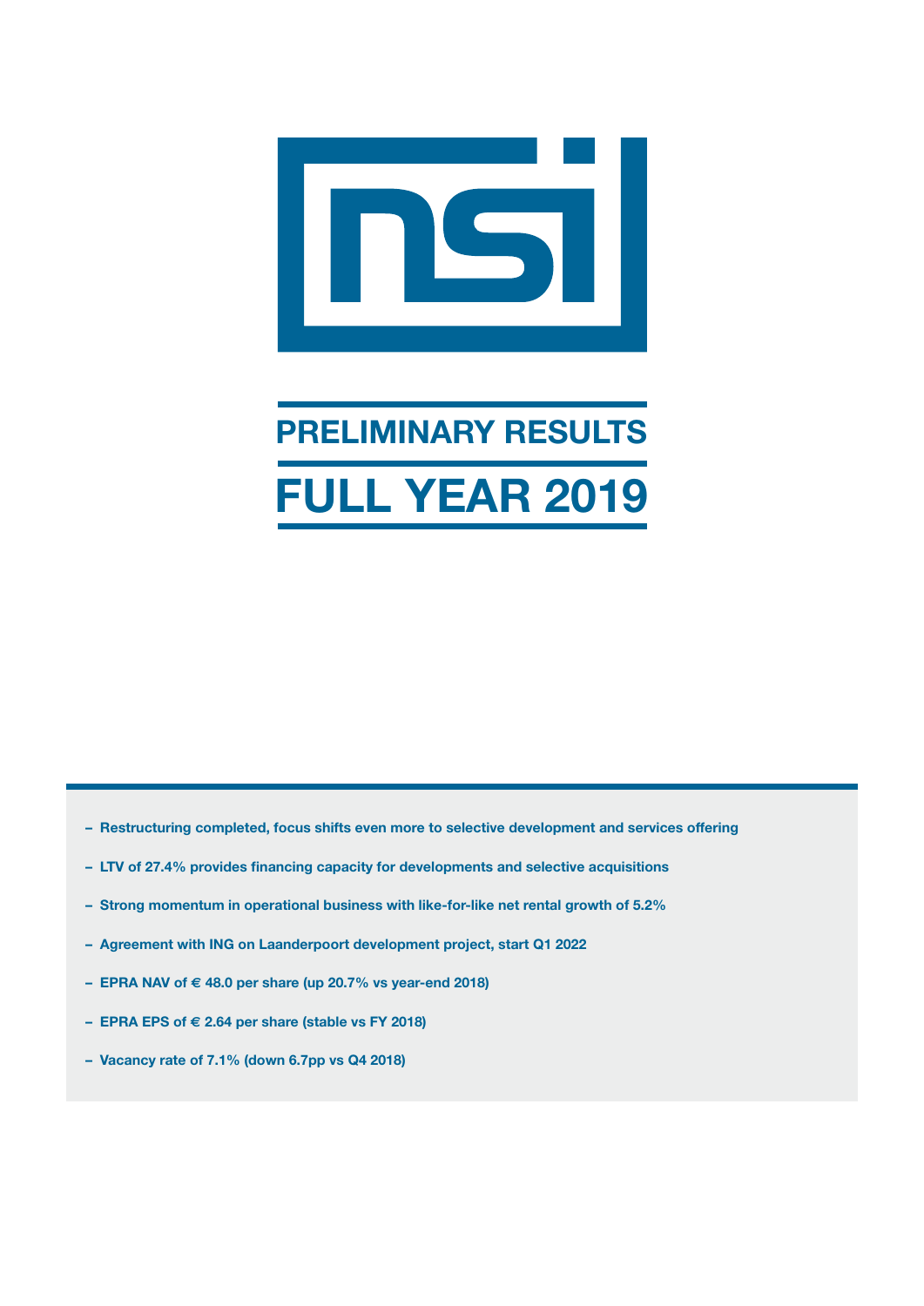# PRELIMINARY RESULTS

# FULL YEAR 2019

- Restructuring completed, focus shifts even more to selective development and services offering
- LTV of 27.4% provides financing capacity for developments and selective acquisitions
- Strong momentum in operational business with like-for-like net rental growth of 5.2%
- Agreement with ING on Laanderpoort development project, start Q1 2022
- EPRA NAV of € 48.0 per share (up 20.7% vs year-end 2018)
- EPRA EPS of € 2.64 per share (stable vs FY 2018)
- Vacancy rate of 7.1% (down 6.7pp vs Q4 2018)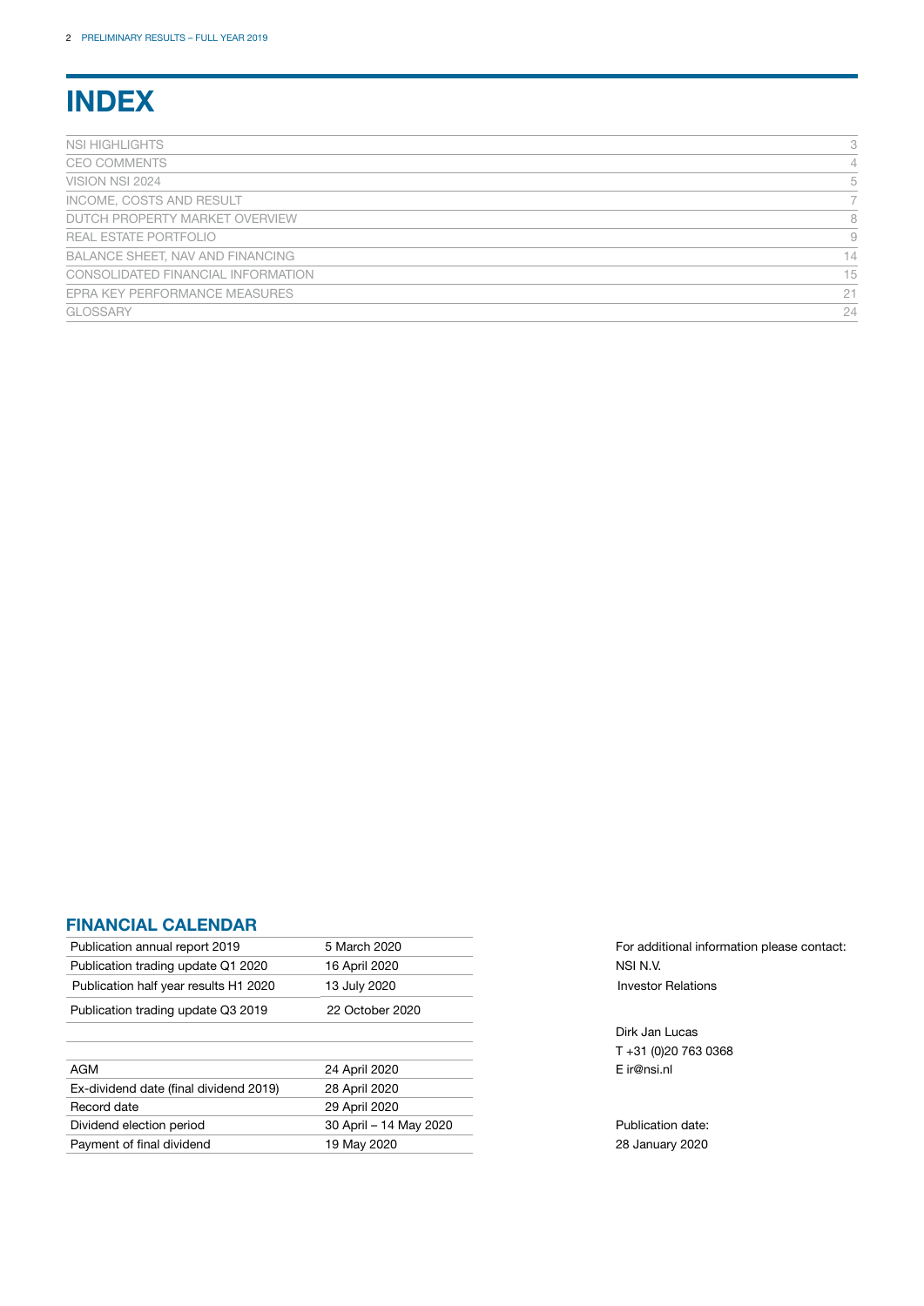# INDEX

| | |
|---|---|
| NSI HIGHLIGHTS | 3 |
| CEO COMMENTS | 4 |
| VISION NSI 2024 | 5 |
| INCOME, COSTS AND RESULT | 7 |
| DUTCH PROPERTY MARKET OVERVIEW | 8 |
| REAL ESTATE PORTFOLIO | 9 |
| BALANCE SHEET, NAV AND FINANCING | 14 |
| CONSOLIDATED FINANCIAL INFORMATION | 15 |
| EPRA KEY PERFORMANCE MEASURES | 21 |
| GLOSSARY | 24 |

## FINANCIAL CALENDAR

| | |
|---|---|
| Publication annual report 2019 | 5 March 2020 |
| Publication trading update Q1 2020 | 16 April 2020 |
| Publication half year results H1 2020 | 13 July 2020 |
| Publication trading update Q3 2019 | 22 October 2020 |

| | |
|---|---|
| AGM | 24 April 2020 |
| Ex-dividend date (final dividend 2019) | 28 April 2020 |
| Record date | 29 April 2020 |
| Dividend election period | 30 April – 14 May 2020 |
| Payment of final dividend | 19 May 2020 |

For additional information please contact:
NSI N.V.
Investor Relations

Dirk Jan Lucas
T +31 (0)20 763 0368
E ir@nsi.nl

Publication date:
28 January 2020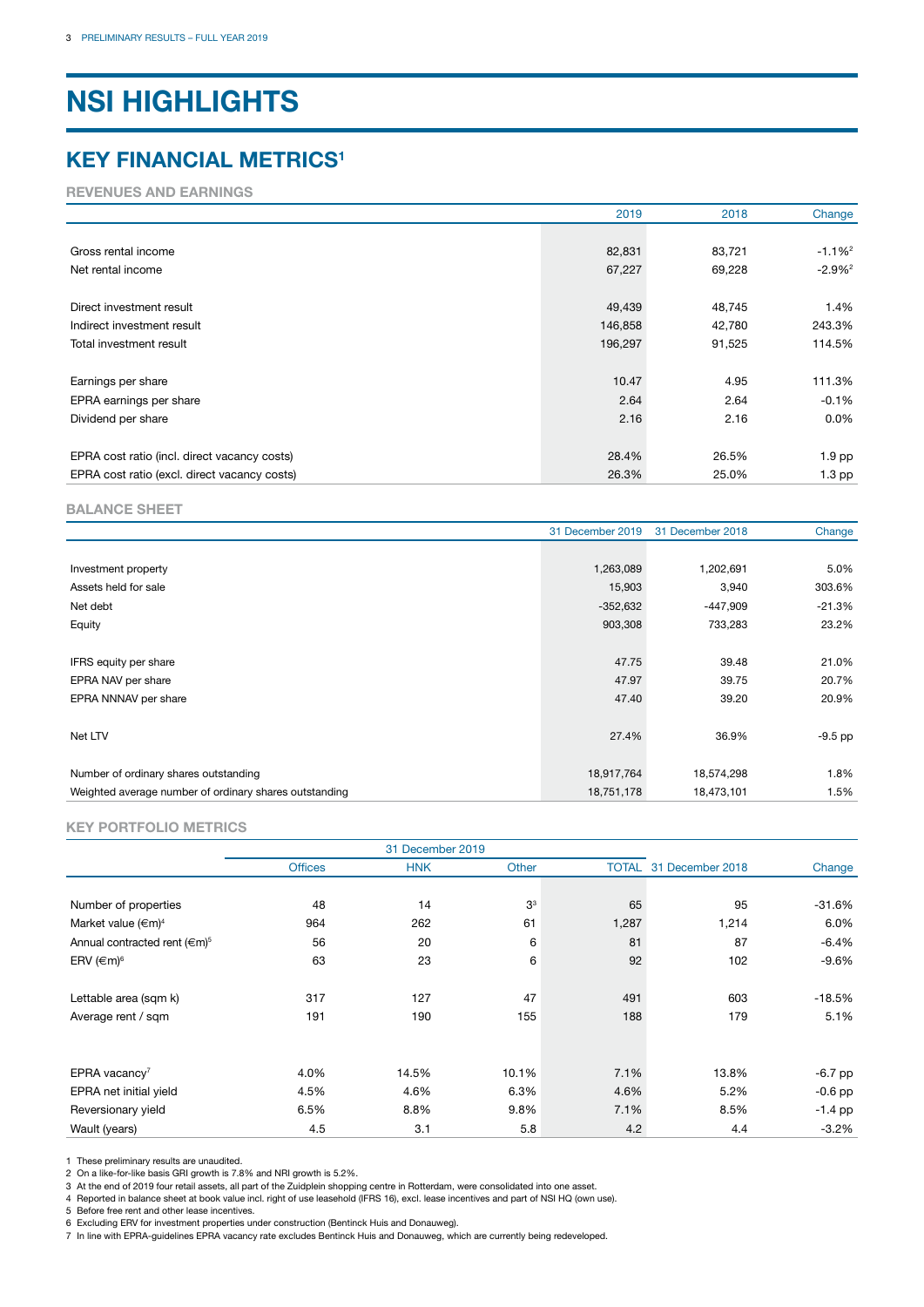# NSI HIGHLIGHTS

## KEY FINANCIAL METRICS[1]

### REVENUES AND EARNINGS

| | 2019 | 2018 | Change |
|---|---|---|---|
| Gross rental income | 82,831 | 83,721 | -1.1%[2] |
| Net rental income | 67,227 | 69,228 | -2.9%[2] |
| | | | |
| Direct investment result | 49,439 | 48,745 | 1.4% |
| Indirect investment result | 146,858 | 42,780 | 243.3% |
| Total investment result | 196,297 | 91,525 | 114.5% |
| | | | |
| Earnings per share | 10.47 | 4.95 | 111.3% |
| EPRA earnings per share | 2.64 | 2.64 | -0.1% |
| Dividend per share | 2.16 | 2.16 | 0.0% |
| | | | |
| EPRA cost ratio (incl. direct vacancy costs) | 28.4% | 26.5% | 1.9 pp |
| EPRA cost ratio (excl. direct vacancy costs) | 26.3% | 25.0% | 1.3 pp |

### BALANCE SHEET

| | 31 December 2019 | 31 December 2018 | Change |
|---|---|---|---|
| Investment property | 1,263,089 | 1,202,691 | 5.0% |
| Assets held for sale | 15,903 | 3,940 | 303.6% |
| Net debt | -352,632 | -447,909 | -21.3% |
| Equity | 903,308 | 733,283 | 23.2% |
| | | | |
| IFRS equity per share | 47.75 | 39.48 | 21.0% |
| EPRA NAV per share | 47.97 | 39.75 | 20.7% |
| EPRA NNNAV per share | 47.40 | 39.20 | 20.9% |
| | | | |
| Net LTV | 27.4% | 36.9% | -9.5 pp |
| | | | |
| Number of ordinary shares outstanding | 18,917,764 | 18,574,298 | 1.8% |
| Weighted average number of ordinary shares outstanding | 18,751,178 | 18,473,101 | 1.5% |

### KEY PORTFOLIO METRICS

| | 31 December 2019 | | | | | |
|---|---|---|---|---|---|---|
| | Offices | HNK | Other | TOTAL | 31 December 2018 | Change |
| Number of properties | 48 | 14 | 3[3] | 65 | 95 | -31.6% |
| Market value (€m)[4] | 964 | 262 | 61 | 1,287 | 1,214 | 6.0% |
| Annual contracted rent (€m)[5] | 56 | 20 | 6 | 81 | 87 | -6.4% |
| ERV (€m)[6] | 63 | 23 | 6 | 92 | 102 | -9.6% |
| | | | | | | |
| Lettable area (sqm k) | 317 | 127 | 47 | 491 | 603 | -18.5% |
| Average rent / sqm | 191 | 190 | 155 | 188 | 179 | 5.1% |
| | | | | | | |
| EPRA vacancy[7] | 4.0% | 14.5% | 10.1% | 7.1% | 13.8% | -6.7 pp |
| EPRA net initial yield | 4.5% | 4.6% | 6.3% | 4.6% | 5.2% | -0.6 pp |
| Reversionary yield | 6.5% | 8.8% | 9.8% | 7.1% | 8.5% | -1.4 pp |
| Wault (years) | 4.5 | 3.1 | 5.8 | 4.2 | 4.4 | -3.2% |

1 These preliminary results are unaudited.
2 On a like-for-like basis GRI growth is 7.8% and NRI growth is 5.2%.
3 At the end of 2019 four retail assets, all part of the Zuidplein shopping centre in Rotterdam, were consolidated into one asset.
4 Reported in balance sheet at book value incl. right of use leasehold (IFRS 16), excl. lease incentives and part of NSI HQ (own use).
5 Before free rent and other lease incentives.
6 Excluding ERV for investment properties under construction (Bentinck Huis and Donauweg).
7 In line with EPRA-guidelines EPRA vacancy rate excludes Bentinck Huis and Donauweg, which are currently being redeveloped.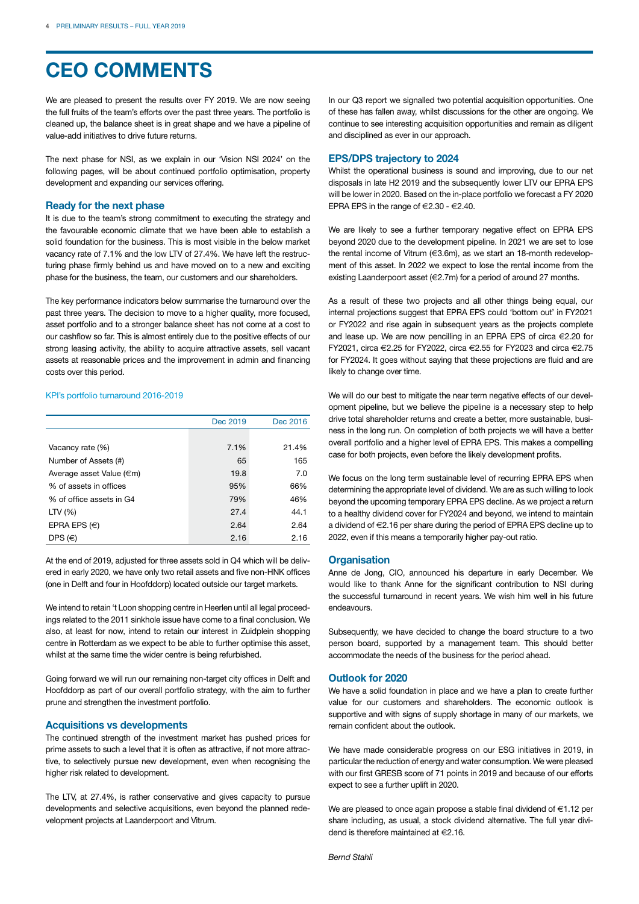# CEO COMMENTS

We are pleased to present the results over FY 2019. We are now seeing the full fruits of the team's efforts over the past three years. The portfolio is cleaned up, the balance sheet is in great shape and we have a pipeline of value-add initiatives to drive future returns.

The next phase for NSI, as we explain in our 'Vision NSI 2024' on the following pages, will be about continued portfolio optimisation, property development and expanding our services offering.

### Ready for the next phase

It is due to the team's strong commitment to executing the strategy and the favourable economic climate that we have been able to establish a solid foundation for the business. This is most visible in the below market vacancy rate of 7.1% and the low LTV of 27.4%. We have left the restructuring phase firmly behind us and have moved on to a new and exciting phase for the business, the team, our customers and our shareholders.

The key performance indicators below summarise the turnaround over the past three years. The decision to move to a higher quality, more focused, asset portfolio and to a stronger balance sheet has not come at a cost to our cashflow so far. This is almost entirely due to the positive effects of our strong leasing activity, the ability to acquire attractive assets, sell vacant assets at reasonable prices and the improvement in admin and financing costs over this period.

KPI's portfolio turnaround 2016-2019

| | Dec 2019 | Dec 2016 |
|---|---|---|
| Vacancy rate (%) | 7.1% | 21.4% |
| Number of Assets (#) | 65 | 165 |
| Average asset Value (€m) | 19.8 | 7.0 |
| % of assets in offices | 95% | 66% |
| % of office assets in G4 | 79% | 46% |
| LTV (%) | 27.4 | 44.1 |
| EPRA EPS (€) | 2.64 | 2.64 |
| DPS (€) | 2.16 | 2.16 |

At the end of 2019, adjusted for three assets sold in Q4 which will be delivered in early 2020, we have only two retail assets and five non-HNK offices (one in Delft and four in Hoofddorp) located outside our target markets.

We intend to retain 't Loon shopping centre in Heerlen until all legal proceedings related to the 2011 sinkhole issue have come to a final conclusion. We also, at least for now, intend to retain our interest in Zuidplein shopping centre in Rotterdam as we expect to be able to further optimise this asset, whilst at the same time the wider centre is being refurbished.

Going forward we will run our remaining non-target city offices in Delft and Hoofddorp as part of our overall portfolio strategy, with the aim to further prune and strengthen the investment portfolio.

### Acquisitions vs developments

The continued strength of the investment market has pushed prices for prime assets to such a level that it is often as attractive, if not more attractive, to selectively pursue new development, even when recognising the higher risk related to development.

The LTV, at 27.4%, is rather conservative and gives capacity to pursue developments and selective acquisitions, even beyond the planned redevelopment projects at Laanderpoort and Vitrum.

In our Q3 report we signalled two potential acquisition opportunities. One of these has fallen away, whilst discussions for the other are ongoing. We continue to see interesting acquisition opportunities and remain as diligent and disciplined as ever in our approach.

### EPS/DPS trajectory to 2024

Whilst the operational business is sound and improving, due to our net disposals in late H2 2019 and the subsequently lower LTV our EPRA EPS will be lower in 2020. Based on the in-place portfolio we forecast a FY 2020 EPRA EPS in the range of €2.30 - €2.40.

We are likely to see a further temporary negative effect on EPRA EPS beyond 2020 due to the development pipeline. In 2021 we are set to lose the rental income of Vitrum (€3.6m), as we start an 18-month redevelopment of this asset. In 2022 we expect to lose the rental income from the existing Laanderpoort asset (€2.7m) for a period of around 27 months.

As a result of these two projects and all other things being equal, our internal projections suggest that EPRA EPS could 'bottom out' in FY2021 or FY2022 and rise again in subsequent years as the projects complete and lease up. We are now pencilling in an EPRA EPS of circa €2.20 for FY2021, circa €2.25 for FY2022, circa €2.55 for FY2023 and circa €2.75 for FY2024. It goes without saying that these projections are fluid and are likely to change over time.

We will do our best to mitigate the near term negative effects of our development pipeline, but we believe the pipeline is a necessary step to help drive total shareholder returns and create a better, more sustainable, business in the long run. On completion of both projects we will have a better overall portfolio and a higher level of EPRA EPS. This makes a compelling case for both projects, even before the likely development profits.

We focus on the long term sustainable level of recurring EPRA EPS when determining the appropriate level of dividend. We are as such willing to look beyond the upcoming temporary EPRA EPS decline. As we project a return to a healthy dividend cover for FY2024 and beyond, we intend to maintain a dividend of €2.16 per share during the period of EPRA EPS decline up to 2022, even if this means a temporarily higher pay-out ratio.

### Organisation

Anne de Jong, CIO, announced his departure in early December. We would like to thank Anne for the significant contribution to NSI during the successful turnaround in recent years. We wish him well in his future endeavours.

Subsequently, we have decided to change the board structure to a two person board, supported by a management team. This should better accommodate the needs of the business for the period ahead.

### Outlook for 2020

We have a solid foundation in place and we have a plan to create further value for our customers and shareholders. The economic outlook is supportive and with signs of supply shortage in many of our markets, we remain confident about the outlook.

We have made considerable progress on our ESG initiatives in 2019, in particular the reduction of energy and water consumption. We were pleased with our first GRESB score of 71 points in 2019 and because of our efforts expect to see a further uplift in 2020.

We are pleased to once again propose a stable final dividend of €1.12 per share including, as usual, a stock dividend alternative. The full year dividend is therefore maintained at €2.16.

*Bernd Stahli*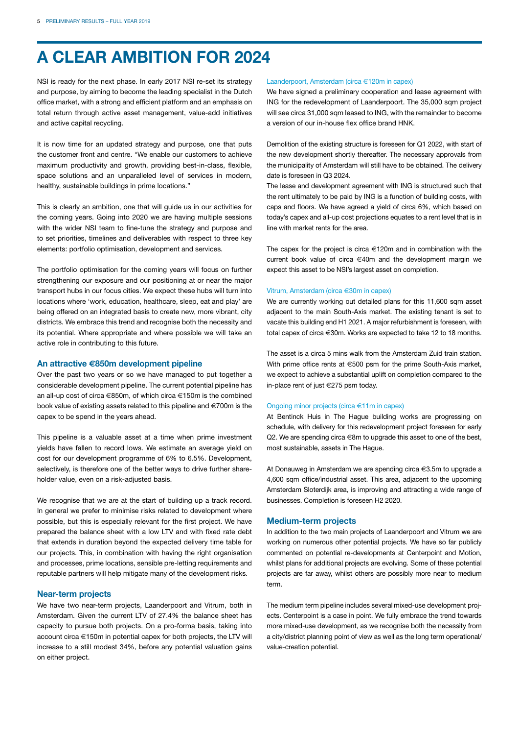# A CLEAR AMBITION FOR 2024

NSI is ready for the next phase. In early 2017 NSI re-set its strategy and purpose, by aiming to become the leading specialist in the Dutch office market, with a strong and efficient platform and an emphasis on total return through active asset management, value-add initiatives and active capital recycling.

It is now time for an updated strategy and purpose, one that puts the customer front and centre. "We enable our customers to achieve maximum productivity and growth, providing best-in-class, flexible, space solutions and an unparalleled level of services in modern, healthy, sustainable buildings in prime locations."

This is clearly an ambition, one that will guide us in our activities for the coming years. Going into 2020 we are having multiple sessions with the wider NSI team to fine-tune the strategy and purpose and to set priorities, timelines and deliverables with respect to three key elements: portfolio optimisation, development and services.

The portfolio optimisation for the coming years will focus on further strengthening our exposure and our positioning at or near the major transport hubs in our focus cities. We expect these hubs will turn into locations where 'work, education, healthcare, sleep, eat and play' are being offered on an integrated basis to create new, more vibrant, city districts. We embrace this trend and recognise both the necessity and its potential. Where appropriate and where possible we will take an active role in contributing to this future.

## An attractive €850m development pipeline

Over the past two years or so we have managed to put together a considerable development pipeline. The current potential pipeline has an all-up cost of circa €850m, of which circa €150m is the combined book value of existing assets related to this pipeline and €700m is the capex to be spend in the years ahead.

This pipeline is a valuable asset at a time when prime investment yields have fallen to record lows. We estimate an average yield on cost for our development programme of 6% to 6.5%. Development, selectively, is therefore one of the better ways to drive further shareholder value, even on a risk-adjusted basis.

We recognise that we are at the start of building up a track record. In general we prefer to minimise risks related to development where possible, but this is especially relevant for the first project. We have prepared the balance sheet with a low LTV and with fixed rate debt that extends in duration beyond the expected delivery time table for our projects. This, in combination with having the right organisation and processes, prime locations, sensible pre-letting requirements and reputable partners will help mitigate many of the development risks.

## Near-term projects

We have two near-term projects, Laanderpoort and Vitrum, both in Amsterdam. Given the current LTV of 27.4% the balance sheet has capacity to pursue both projects. On a pro-forma basis, taking into account circa €150m in potential capex for both projects, the LTV will increase to a still modest 34%, before any potential valuation gains on either project.

### Laanderpoort, Amsterdam (circa €120m in capex)

We have signed a preliminary cooperation and lease agreement with ING for the redevelopment of Laanderpoort. The 35,000 sqm project will see circa 31,000 sqm leased to ING, with the remainder to become a version of our in-house flex office brand HNK.

Demolition of the existing structure is foreseen for Q1 2022, with start of the new development shortly thereafter. The necessary approvals from the municipality of Amsterdam will still have to be obtained. The delivery date is foreseen in Q3 2024.

The lease and development agreement with ING is structured such that the rent ultimately to be paid by ING is a function of building costs, with caps and floors. We have agreed a yield of circa 6%, which based on today's capex and all-up cost projections equates to a rent level that is in line with market rents for the area.

The capex for the project is circa €120m and in combination with the current book value of circa €40m and the development margin we expect this asset to be NSI's largest asset on completion.

### Vitrum, Amsterdam (circa €30m in capex)

We are currently working out detailed plans for this 11,600 sqm asset adjacent to the main South-Axis market. The existing tenant is set to vacate this building end H1 2021. A major refurbishment is foreseen, with total capex of circa €30m. Works are expected to take 12 to 18 months.

The asset is a circa 5 mins walk from the Amsterdam Zuid train station. With prime office rents at €500 psm for the prime South-Axis market, we expect to achieve a substantial uplift on completion compared to the in-place rent of just €275 psm today.

### Ongoing minor projects (circa €11m in capex)

At Bentinck Huis in The Hague building works are progressing on schedule, with delivery for this redevelopment project foreseen for early Q2. We are spending circa €8m to upgrade this asset to one of the best, most sustainable, assets in The Hague.

At Donauweg in Amsterdam we are spending circa €3.5m to upgrade a 4,600 sqm office/industrial asset. This area, adjacent to the upcoming Amsterdam Sloterdijk area, is improving and attracting a wide range of businesses. Completion is foreseen H2 2020.

## Medium-term projects

In addition to the two main projects of Laanderpoort and Vitrum we are working on numerous other potential projects. We have so far publicly commented on potential re-developments at Centerpoint and Motion, whilst plans for additional projects are evolving. Some of these potential projects are far away, whilst others are possibly more near to medium term.

The medium term pipeline includes several mixed-use development projects. Centerpoint is a case in point. We fully embrace the trend towards more mixed-use development, as we recognise both the necessity from a city/district planning point of view as well as the long term operational/value-creation potential.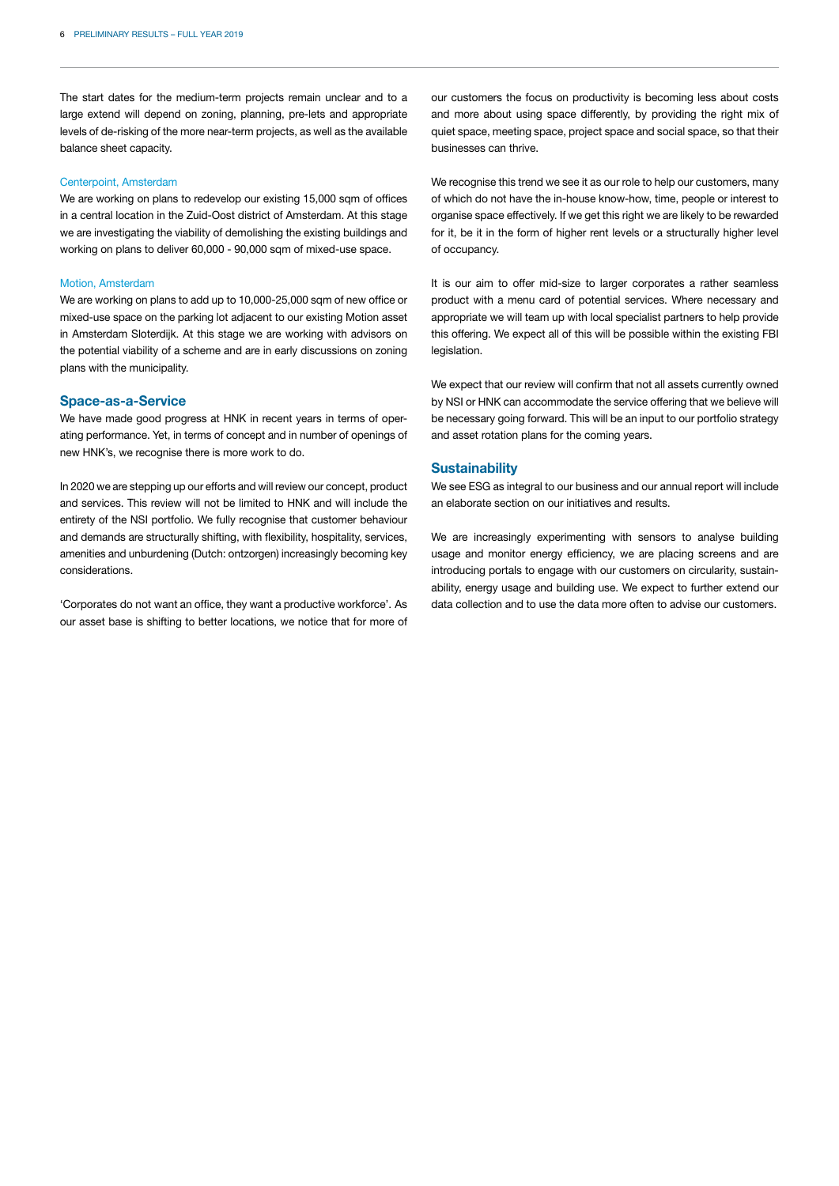The start dates for the medium-term projects remain unclear and to a large extend will depend on zoning, planning, pre-lets and appropriate levels of de-risking of the more near-term projects, as well as the available balance sheet capacity.

### Centerpoint, Amsterdam

We are working on plans to redevelop our existing 15,000 sqm of offices in a central location in the Zuid-Oost district of Amsterdam. At this stage we are investigating the viability of demolishing the existing buildings and working on plans to deliver 60,000 - 90,000 sqm of mixed-use space.

### Motion, Amsterdam

We are working on plans to add up to 10,000-25,000 sqm of new office or mixed-use space on the parking lot adjacent to our existing Motion asset in Amsterdam Sloterdijk. At this stage we are working with advisors on the potential viability of a scheme and are in early discussions on zoning plans with the municipality.

## Space-as-a-Service

We have made good progress at HNK in recent years in terms of operating performance. Yet, in terms of concept and in number of openings of new HNK's, we recognise there is more work to do.

In 2020 we are stepping up our efforts and will review our concept, product and services. This review will not be limited to HNK and will include the entirety of the NSI portfolio. We fully recognise that customer behaviour and demands are structurally shifting, with flexibility, hospitality, services, amenities and unburdening (Dutch: ontzorgen) increasingly becoming key considerations.

'Corporates do not want an office, they want a productive workforce'. As our asset base is shifting to better locations, we notice that for more of our customers the focus on productivity is becoming less about costs and more about using space differently, by providing the right mix of quiet space, meeting space, project space and social space, so that their businesses can thrive.

We recognise this trend we see it as our role to help our customers, many of which do not have the in-house know-how, time, people or interest to organise space effectively. If we get this right we are likely to be rewarded for it, be it in the form of higher rent levels or a structurally higher level of occupancy.

It is our aim to offer mid-size to larger corporates a rather seamless product with a menu card of potential services. Where necessary and appropriate we will team up with local specialist partners to help provide this offering. We expect all of this will be possible within the existing FBI legislation.

We expect that our review will confirm that not all assets currently owned by NSI or HNK can accommodate the service offering that we believe will be necessary going forward. This will be an input to our portfolio strategy and asset rotation plans for the coming years.

## Sustainability

We see ESG as integral to our business and our annual report will include an elaborate section on our initiatives and results.

We are increasingly experimenting with sensors to analyse building usage and monitor energy efficiency, we are placing screens and are introducing portals to engage with our customers on circularity, sustainability, energy usage and building use. We expect to further extend our data collection and to use the data more often to advise our customers.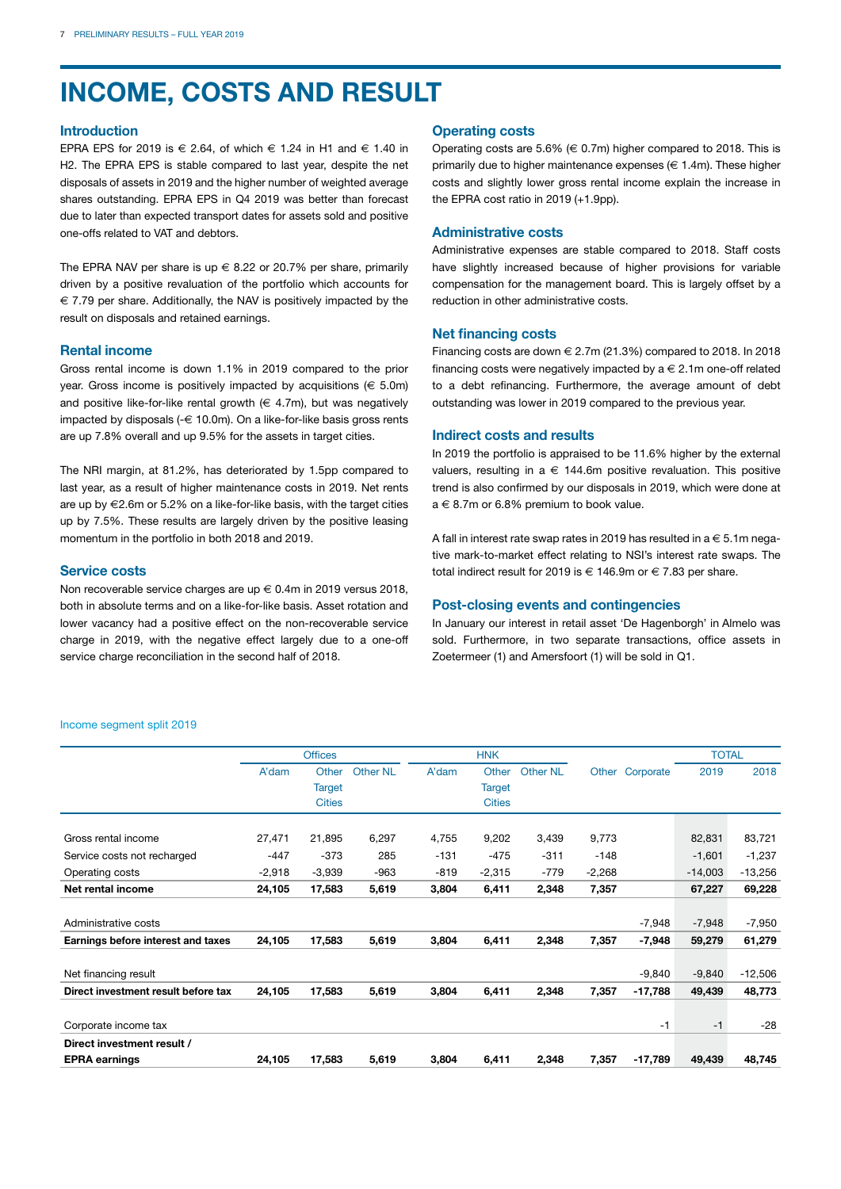# INCOME, COSTS AND RESULT

## Introduction

EPRA EPS for 2019 is € 2.64, of which € 1.24 in H1 and € 1.40 in H2. The EPRA EPS is stable compared to last year, despite the net disposals of assets in 2019 and the higher number of weighted average shares outstanding. EPRA EPS in Q4 2019 was better than forecast due to later than expected transport dates for assets sold and positive one-offs related to VAT and debtors.

The EPRA NAV per share is up € 8.22 or 20.7% per share, primarily driven by a positive revaluation of the portfolio which accounts for € 7.79 per share. Additionally, the NAV is positively impacted by the result on disposals and retained earnings.

## Rental income

Gross rental income is down 1.1% in 2019 compared to the prior year. Gross income is positively impacted by acquisitions (€ 5.0m) and positive like-for-like rental growth (€ 4.7m), but was negatively impacted by disposals (-€ 10.0m). On a like-for-like basis gross rents are up 7.8% overall and up 9.5% for the assets in target cities.

The NRI margin, at 81.2%, has deteriorated by 1.5pp compared to last year, as a result of higher maintenance costs in 2019. Net rents are up by €2.6m or 5.2% on a like-for-like basis, with the target cities up by 7.5%. These results are largely driven by the positive leasing momentum in the portfolio in both 2018 and 2019.

## Service costs

Non recoverable service charges are up € 0.4m in 2019 versus 2018, both in absolute terms and on a like-for-like basis. Asset rotation and lower vacancy had a positive effect on the non-recoverable service charge in 2019, with the negative effect largely due to a one-off service charge reconciliation in the second half of 2018.

## Operating costs

Operating costs are 5.6% (€ 0.7m) higher compared to 2018. This is primarily due to higher maintenance expenses (€ 1.4m). These higher costs and slightly lower gross rental income explain the increase in the EPRA cost ratio in 2019 (+1.9pp).

## Administrative costs

Administrative expenses are stable compared to 2018. Staff costs have slightly increased because of higher provisions for variable compensation for the management board. This is largely offset by a reduction in other administrative costs.

## Net financing costs

Financing costs are down € 2.7m (21.3%) compared to 2018. In 2018 financing costs were negatively impacted by a € 2.1m one-off related to a debt refinancing. Furthermore, the average amount of debt outstanding was lower in 2019 compared to the previous year.

## Indirect costs and results

In 2019 the portfolio is appraised to be 11.6% higher by the external valuers, resulting in a € 144.6m positive revaluation. This positive trend is also confirmed by our disposals in 2019, which were done at a € 8.7m or 6.8% premium to book value.

A fall in interest rate swap rates in 2019 has resulted in a € 5.1m negative mark-to-market effect relating to NSI's interest rate swaps. The total indirect result for 2019 is € 146.9m or € 7.83 per share.

## Post-closing events and contingencies

In January our interest in retail asset 'De Hagenborgh' in Almelo was sold. Furthermore, in two separate transactions, office assets in Zoetermeer (1) and Amersfoort (1) will be sold in Q1.

Income segment split 2019

| | Offices | | | HNK | | | | | TOTAL | |
|---|---|---|---|---|---|---|---|---|---|---|
| | A'dam | Other Target Cities | Other NL | A'dam | Other Target Cities | Other NL | Other | Corporate | 2019 | 2018 |
| Gross rental income | 27,471 | 21,895 | 6,297 | 4,755 | 9,202 | 3,439 | 9,773 | | 82,831 | 83,721 |
| Service costs not recharged | -447 | -373 | 285 | -131 | -475 | -311 | -148 | | -1,601 | -1,237 |
| Operating costs | -2,918 | -3,939 | -963 | -819 | -2,315 | -779 | -2,268 | | -14,003 | -13,256 |
| **Net rental income** | **24,105** | **17,583** | **5,619** | **3,804** | **6,411** | **2,348** | **7,357** | | **67,227** | **69,228** |
| Administrative costs | | | | | | | | -7,948 | -7,948 | -7,950 |
| **Earnings before interest and taxes** | **24,105** | **17,583** | **5,619** | **3,804** | **6,411** | **2,348** | **7,357** | **-7,948** | **59,279** | **61,279** |
| Net financing result | | | | | | | | -9,840 | -9,840 | -12,506 |
| **Direct investment result before tax** | **24,105** | **17,583** | **5,619** | **3,804** | **6,411** | **2,348** | **7,357** | **-17,788** | **49,439** | **48,773** |
| Corporate income tax | | | | | | | | -1 | -1 | -28 |
| **Direct investment result / EPRA earnings** | **24,105** | **17,583** | **5,619** | **3,804** | **6,411** | **2,348** | **7,357** | **-17,789** | **49,439** | **48,745** |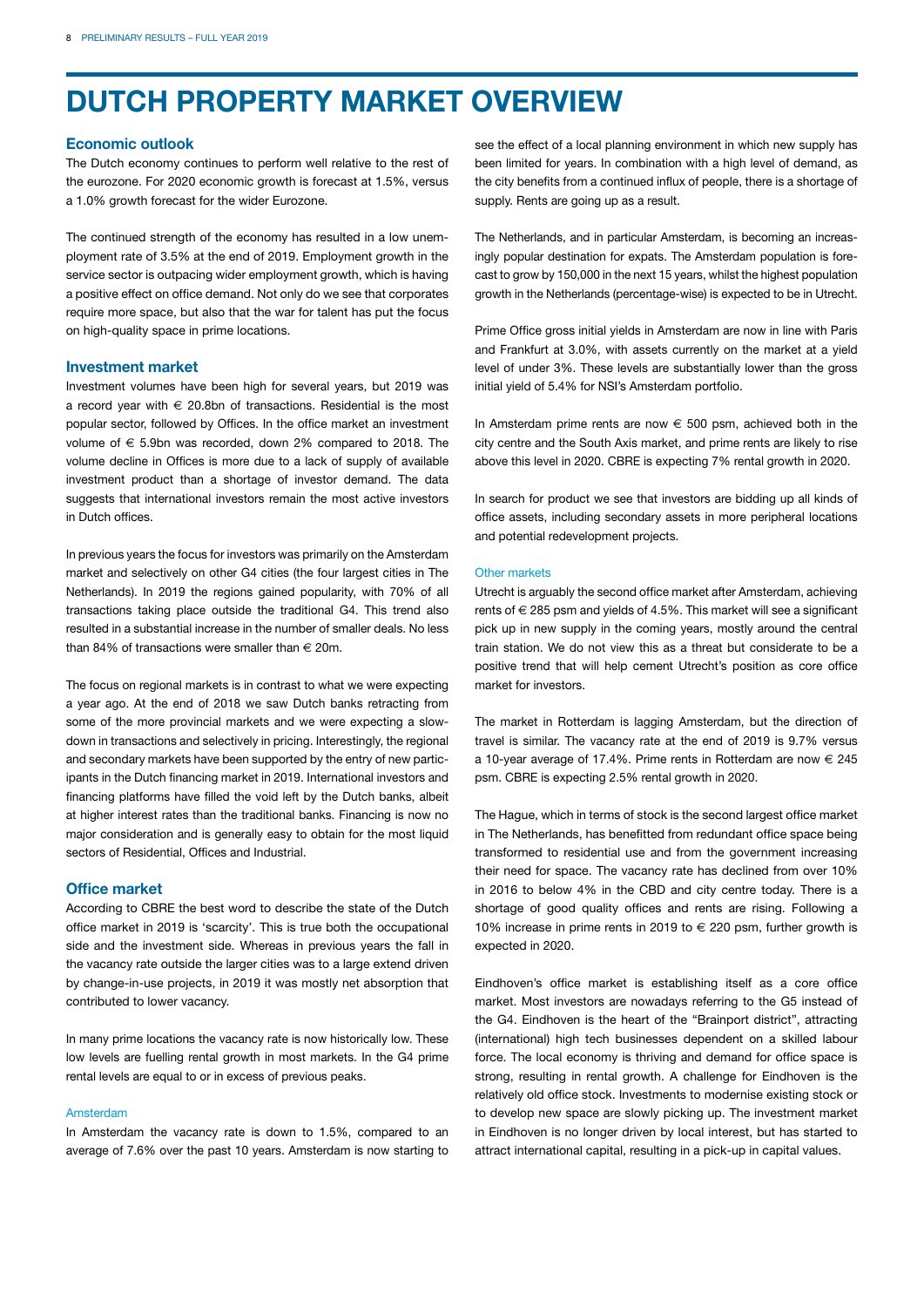# DUTCH PROPERTY MARKET OVERVIEW

## Economic outlook

The Dutch economy continues to perform well relative to the rest of the eurozone. For 2020 economic growth is forecast at 1.5%, versus a 1.0% growth forecast for the wider Eurozone.

The continued strength of the economy has resulted in a low unemployment rate of 3.5% at the end of 2019. Employment growth in the service sector is outpacing wider employment growth, which is having a positive effect on office demand. Not only do we see that corporates require more space, but also that the war for talent has put the focus on high-quality space in prime locations.

## Investment market

Investment volumes have been high for several years, but 2019 was a record year with € 20.8bn of transactions. Residential is the most popular sector, followed by Offices. In the office market an investment volume of € 5.9bn was recorded, down 2% compared to 2018. The volume decline in Offices is more due to a lack of supply of available investment product than a shortage of investor demand. The data suggests that international investors remain the most active investors in Dutch offices.

In previous years the focus for investors was primarily on the Amsterdam market and selectively on other G4 cities (the four largest cities in The Netherlands). In 2019 the regions gained popularity, with 70% of all transactions taking place outside the traditional G4. This trend also resulted in a substantial increase in the number of smaller deals. No less than 84% of transactions were smaller than € 20m.

The focus on regional markets is in contrast to what we were expecting a year ago. At the end of 2018 we saw Dutch banks retracting from some of the more provincial markets and we were expecting a slowdown in transactions and selectively in pricing. Interestingly, the regional and secondary markets have been supported by the entry of new participants in the Dutch financing market in 2019. International investors and financing platforms have filled the void left by the Dutch banks, albeit at higher interest rates than the traditional banks. Financing is now no major consideration and is generally easy to obtain for the most liquid sectors of Residential, Offices and Industrial.

## Office market

According to CBRE the best word to describe the state of the Dutch office market in 2019 is 'scarcity'. This is true both the occupational side and the investment side. Whereas in previous years the fall in the vacancy rate outside the larger cities was to a large extend driven by change-in-use projects, in 2019 it was mostly net absorption that contributed to lower vacancy.

In many prime locations the vacancy rate is now historically low. These low levels are fuelling rental growth in most markets. In the G4 prime rental levels are equal to or in excess of previous peaks.

### Amsterdam

In Amsterdam the vacancy rate is down to 1.5%, compared to an average of 7.6% over the past 10 years. Amsterdam is now starting to see the effect of a local planning environment in which new supply has been limited for years. In combination with a high level of demand, as the city benefits from a continued influx of people, there is a shortage of supply. Rents are going up as a result.

The Netherlands, and in particular Amsterdam, is becoming an increasingly popular destination for expats. The Amsterdam population is forecast to grow by 150,000 in the next 15 years, whilst the highest population growth in the Netherlands (percentage-wise) is expected to be in Utrecht.

Prime Office gross initial yields in Amsterdam are now in line with Paris and Frankfurt at 3.0%, with assets currently on the market at a yield level of under 3%. These levels are substantially lower than the gross initial yield of 5.4% for NSI's Amsterdam portfolio.

In Amsterdam prime rents are now € 500 psm, achieved both in the city centre and the South Axis market, and prime rents are likely to rise above this level in 2020. CBRE is expecting 7% rental growth in 2020.

In search for product we see that investors are bidding up all kinds of office assets, including secondary assets in more peripheral locations and potential redevelopment projects.

### Other markets

Utrecht is arguably the second office market after Amsterdam, achieving rents of € 285 psm and yields of 4.5%. This market will see a significant pick up in new supply in the coming years, mostly around the central train station. We do not view this as a threat but considerate to be a positive trend that will help cement Utrecht's position as core office market for investors.

The market in Rotterdam is lagging Amsterdam, but the direction of travel is similar. The vacancy rate at the end of 2019 is 9.7% versus a 10-year average of 17.4%. Prime rents in Rotterdam are now € 245 psm. CBRE is expecting 2.5% rental growth in 2020.

The Hague, which in terms of stock is the second largest office market in The Netherlands, has benefitted from redundant office space being transformed to residential use and from the government increasing their need for space. The vacancy rate has declined from over 10% in 2016 to below 4% in the CBD and city centre today. There is a shortage of good quality offices and rents are rising. Following a 10% increase in prime rents in 2019 to € 220 psm, further growth is expected in 2020.

Eindhoven's office market is establishing itself as a core office market. Most investors are nowadays referring to the G5 instead of the G4. Eindhoven is the heart of the "Brainport district", attracting (international) high tech businesses dependent on a skilled labour force. The local economy is thriving and demand for office space is strong, resulting in rental growth. A challenge for Eindhoven is the relatively old office stock. Investments to modernise existing stock or to develop new space are slowly picking up. The investment market in Eindhoven is no longer driven by local interest, but has started to attract international capital, resulting in a pick-up in capital values.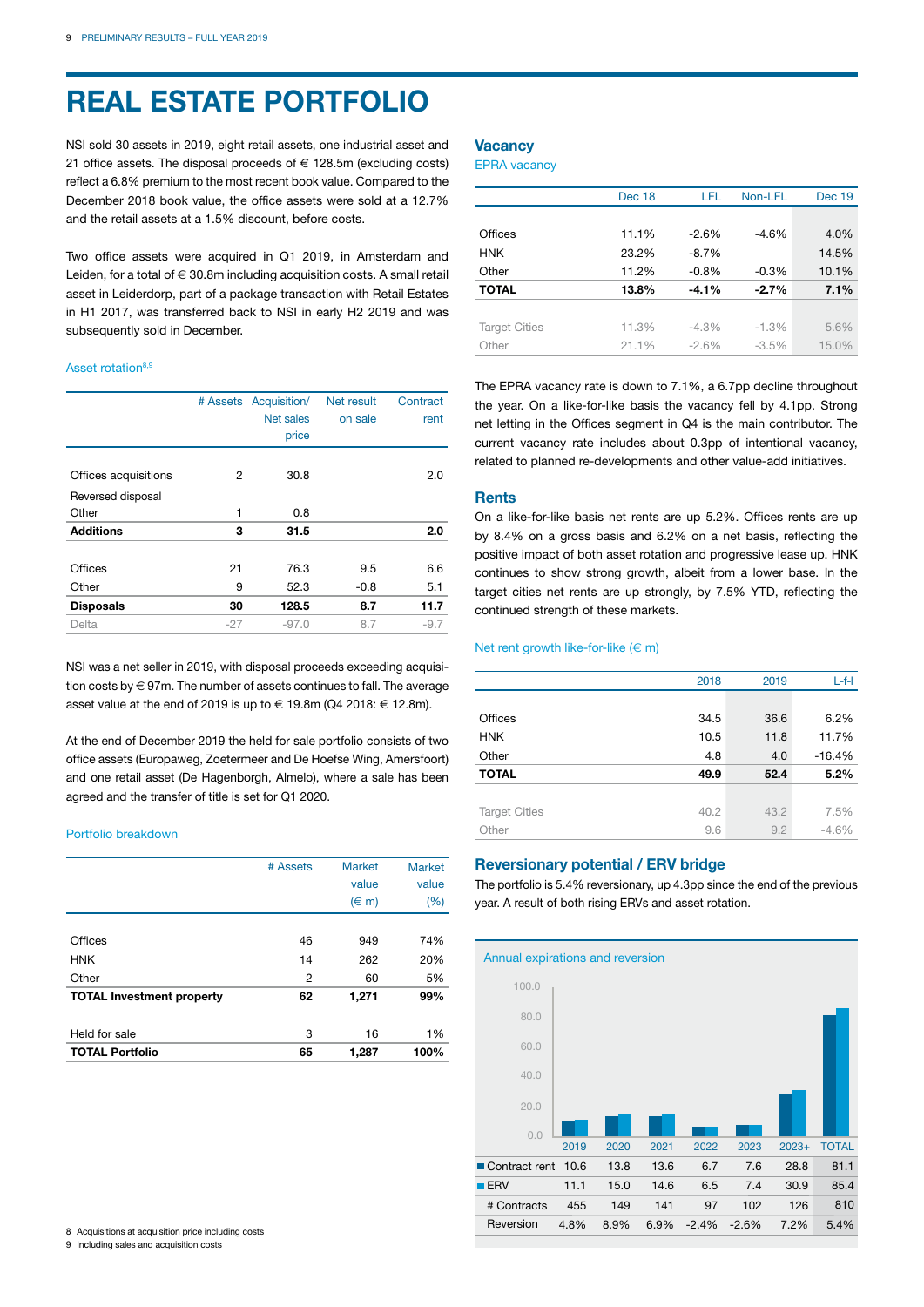# REAL ESTATE PORTFOLIO

NSI sold 30 assets in 2019, eight retail assets, one industrial asset and 21 office assets. The disposal proceeds of € 128.5m (excluding costs) reflect a 6.8% premium to the most recent book value. Compared to the December 2018 book value, the office assets were sold at a 12.7% and the retail assets at a 1.5% discount, before costs.

Two office assets were acquired in Q1 2019, in Amsterdam and Leiden, for a total of € 30.8m including acquisition costs. A small retail asset in Leiderdorp, part of a package transaction with Retail Estates in H1 2017, was transferred back to NSI in early H2 2019 and was subsequently sold in December.

Asset rotation[8,9]

| | # Assets | Acquisition/ Net sales price | Net result on sale | Contract rent |
|---|---|---|---|---|
| Offices acquisitions | 2 | 30.8 | | 2.0 |
| Reversed disposal Other | 1 | 0.8 | | |
| **Additions** | **3** | **31.5** | | **2.0** |
| Offices | 21 | 76.3 | 9.5 | 6.6 |
| Other | 9 | 52.3 | -0.8 | 5.1 |
| **Disposals** | **30** | **128.5** | **8.7** | **11.7** |
| Delta | -27 | -97.0 | 8.7 | -9.7 |

NSI was a net seller in 2019, with disposal proceeds exceeding acquisition costs by € 97m. The number of assets continues to fall. The average asset value at the end of 2019 is up to € 19.8m (Q4 2018: € 12.8m).

At the end of December 2019 the held for sale portfolio consists of two office assets (Europaweg, Zoetermeer and De Hoefse Wing, Amersfoort) and one retail asset (De Hagenborgh, Almelo), where a sale has been agreed and the transfer of title is set for Q1 2020.

Portfolio breakdown

| | # Assets | Market value (€ m) | Market value (%) |
|---|---|---|---|
| Offices | 46 | 949 | 74% |
| HNK | 14 | 262 | 20% |
| Other | 2 | 60 | 5% |
| **TOTAL Investment property** | **62** | **1,271** | **99%** |
| Held for sale | 3 | 16 | 1% |
| **TOTAL Portfolio** | **65** | **1,287** | **100%** |

8 Acquisitions at acquisition price including costs
9 Including sales and acquisition costs

## Vacancy

EPRA vacancy

| | Dec 18 | LFL | Non-LFL | Dec 19 |
|---|---|---|---|---|
| Offices | 11.1% | -2.6% | -4.6% | 4.0% |
| HNK | 23.2% | -8.7% | | 14.5% |
| Other | 11.2% | -0.8% | -0.3% | 10.1% |
| **TOTAL** | **13.8%** | **-4.1%** | **-2.7%** | **7.1%** |
| Target Cities | 11.3% | -4.3% | -1.3% | 5.6% |
| Other | 21.1% | -2.6% | -3.5% | 15.0% |

The EPRA vacancy rate is down to 7.1%, a 6.7pp decline throughout the year. On a like-for-like basis the vacancy fell by 4.1pp. Strong net letting in the Offices segment in Q4 is the main contributor. The current vacancy rate includes about 0.3pp of intentional vacancy, related to planned re-developments and other value-add initiatives.

## Rents

On a like-for-like basis net rents are up 5.2%. Offices rents are up by 8.4% on a gross basis and 6.2% on a net basis, reflecting the positive impact of both asset rotation and progressive lease up. HNK continues to show strong growth, albeit from a lower base. In the target cities net rents are up strongly, by 7.5% YTD, reflecting the continued strength of these markets.

Net rent growth like-for-like (€ m)

| | 2018 | 2019 | L-f-l |
|---|---|---|---|
| Offices | 34.5 | 36.6 | 6.2% |
| HNK | 10.5 | 11.8 | 11.7% |
| Other | 4.8 | 4.0 | -16.4% |
| **TOTAL** | **49.9** | **52.4** | **5.2%** |
| Target Cities | 40.2 | 43.2 | 7.5% |
| Other | 9.6 | 9.2 | -4.6% |

## Reversionary potential / ERV bridge

The portfolio is 5.4% reversionary, up 4.3pp since the end of the previous year. A result of both rising ERVs and asset rotation.

Annual expirations and reversion

| | 2019 | 2020 | 2021 | 2022 | 2023 | 2023+ | TOTAL |
|---|---|---|---|---|---|---|---|
| Contract rent | 10.6 | 13.8 | 13.6 | 6.7 | 7.6 | 28.8 | 81.1 |
| ERV | 11.1 | 15.0 | 14.6 | 6.5 | 7.4 | 30.9 | 85.4 |
| # Contracts | 455 | 149 | 141 | 97 | 102 | 126 | 810 |
| Reversion | 4.8% | 8.9% | 6.9% | -2.4% | -2.6% | 7.2% | 5.4% |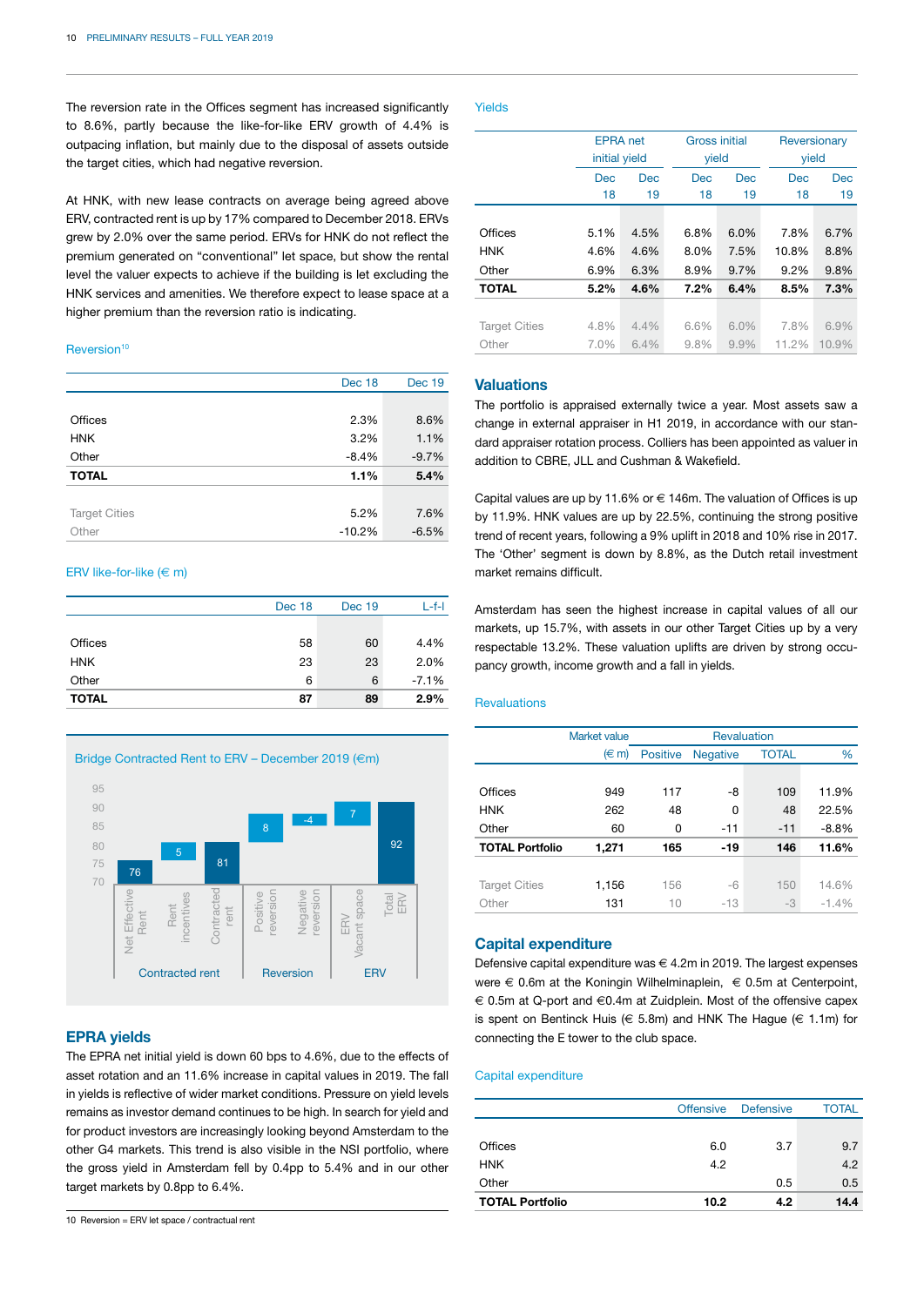The reversion rate in the Offices segment has increased significantly to 8.6%, partly because the like-for-like ERV growth of 4.4% is outpacing inflation, but mainly due to the disposal of assets outside the target cities, which had negative reversion.

At HNK, with new lease contracts on average being agreed above ERV, contracted rent is up by 17% compared to December 2018. ERVs grew by 2.0% over the same period. ERVs for HNK do not reflect the premium generated on "conventional" let space, but show the rental level the valuer expects to achieve if the building is let excluding the HNK services and amenities. We therefore expect to lease space at a higher premium than the reversion ratio is indicating.

Reversion[10]

| | Dec 18 | Dec 19 |
|---|---|---|
| Offices | 2.3% | 8.6% |
| HNK | 3.2% | 1.1% |
| Other | -8.4% | -9.7% |
| **TOTAL** | **1.1%** | **5.4%** |
| Target Cities | 5.2% | 7.6% |
| Other | -10.2% | -6.5% |

ERV like-for-like (€ m)

| | Dec 18 | Dec 19 | L-f-l |
|---|---|---|---|
| Offices | 58 | 60 | 4.4% |
| HNK | 23 | 23 | 2.0% |
| Other | 6 | 6 | -7.1% |
| **TOTAL** | **87** | **89** | **2.9%** |

Bridge Contracted Rent to ERV – December 2019 (€m)

| Contracted rent | | | Reversion | | ERV | |
|---|---|---|---|---|---|---|
| Net Effective Rent | Rent incentives | Contracted rent | Positive reversion | Negative reversion | ERV Vacant space | Total ERV |
| 76 | 5 | 81 | 8 | -4 | 7 | 92 |

## EPRA yields

The EPRA net initial yield is down 60 bps to 4.6%, due to the effects of asset rotation and an 11.6% increase in capital values in 2019. The fall in yields is reflective of wider market conditions. Pressure on yield levels remains as investor demand continues to be high. In search for yield and for product investors are increasingly looking beyond Amsterdam to the other G4 markets. This trend is also visible in the NSI portfolio, where the gross yield in Amsterdam fell by 0.4pp to 5.4% and in our other target markets by 0.8pp to 6.4%.

10 Reversion = ERV let space / contractual rent

Yields

| | EPRA net initial yield | | Gross initial yield | | Reversionary yield | |
|---|---|---|---|---|---|---|
| | Dec 18 | Dec 19 | Dec 18 | Dec 19 | Dec 18 | Dec 19 |
| Offices | 5.1% | 4.5% | 6.8% | 6.0% | 7.8% | 6.7% |
| HNK | 4.6% | 4.6% | 8.0% | 7.5% | 10.8% | 8.8% |
| Other | 6.9% | 6.3% | 8.9% | 9.7% | 9.2% | 9.8% |
| **TOTAL** | **5.2%** | **4.6%** | **7.2%** | **6.4%** | **8.5%** | **7.3%** |
| Target Cities | 4.8% | 4.4% | 6.6% | 6.0% | 7.8% | 6.9% |
| Other | 7.0% | 6.4% | 9.8% | 9.9% | 11.2% | 10.9% |

## Valuations

The portfolio is appraised externally twice a year. Most assets saw a change in external appraiser in H1 2019, in accordance with our standard appraiser rotation process. Colliers has been appointed as valuer in addition to CBRE, JLL and Cushman & Wakefield.

Capital values are up by 11.6% or € 146m. The valuation of Offices is up by 11.9%. HNK values are up by 22.5%, continuing the strong positive trend of recent years, following a 9% uplift in 2018 and 10% rise in 2017. The 'Other' segment is down by 8.8%, as the Dutch retail investment market remains difficult.

Amsterdam has seen the highest increase in capital values of all our markets, up 15.7%, with assets in our other Target Cities up by a very respectable 13.2%. These valuation uplifts are driven by strong occupancy growth, income growth and a fall in yields.

Revaluations

| | Market value (€ m) | Revaluation | | | |
|---|---|---|---|---|---|
| | | Positive | Negative | TOTAL | % |
| Offices | 949 | 117 | -8 | 109 | 11.9% |
| HNK | 262 | 48 | 0 | 48 | 22.5% |
| Other | 60 | 0 | -11 | -11 | -8.8% |
| **TOTAL Portfolio** | **1,271** | **165** | **-19** | **146** | **11.6%** |
| Target Cities | 1,156 | 156 | -6 | 150 | 14.6% |
| Other | 131 | 10 | -13 | -3 | -1.4% |

## Capital expenditure

Defensive capital expenditure was € 4.2m in 2019. The largest expenses were € 0.6m at the Koningin Wilhelminaplein, € 0.5m at Centerpoint, € 0.5m at Q-port and €0.4m at Zuidplein. Most of the offensive capex is spent on Bentinck Huis (€ 5.8m) and HNK The Hague (€ 1.1m) for connecting the E tower to the club space.

Capital expenditure

| | Offensive | Defensive | TOTAL |
|---|---|---|---|
| Offices | 6.0 | 3.7 | 9.7 |
| HNK | 4.2 | | 4.2 |
| Other | | 0.5 | 0.5 |
| **TOTAL Portfolio** | **10.2** | **4.2** | **14.4** |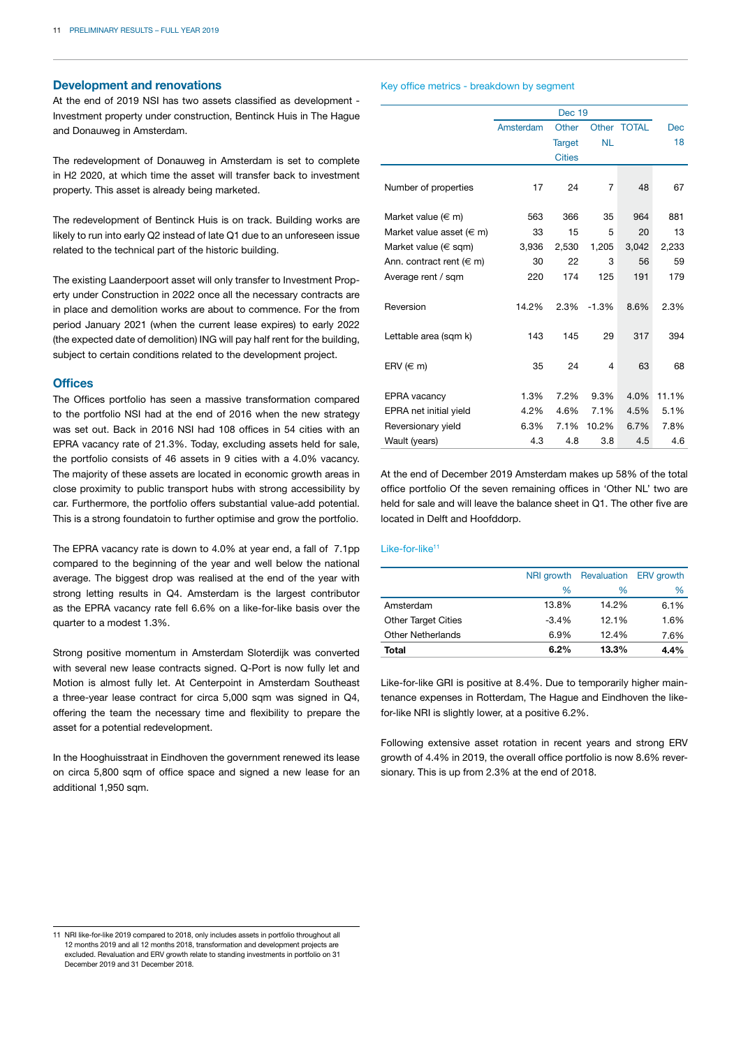## Development and renovations

At the end of 2019 NSI has two assets classified as development - Investment property under construction, Bentinck Huis in The Hague and Donauweg in Amsterdam.

The redevelopment of Donauweg in Amsterdam is set to complete in H2 2020, at which time the asset will transfer back to investment property. This asset is already being marketed.

The redevelopment of Bentinck Huis is on track. Building works are likely to run into early Q2 instead of late Q1 due to an unforeseen issue related to the technical part of the historic building.

The existing Laanderpoort asset will only transfer to Investment Property under Construction in 2022 once all the necessary contracts are in place and demolition works are about to commence. For the from period January 2021 (when the current lease expires) to early 2022 (the expected date of demolition) ING will pay half rent for the building, subject to certain conditions related to the development project.

## Offices

The Offices portfolio has seen a massive transformation compared to the portfolio NSI had at the end of 2016 when the new strategy was set out. Back in 2016 NSI had 108 offices in 54 cities with an EPRA vacancy rate of 21.3%. Today, excluding assets held for sale, the portfolio consists of 46 assets in 9 cities with a 4.0% vacancy. The majority of these assets are located in economic growth areas in close proximity to public transport hubs with strong accessibility by car. Furthermore, the portfolio offers substantial value-add potential. This is a strong foundatoin to further optimise and grow the portfolio.

The EPRA vacancy rate is down to 4.0% at year end, a fall of 7.1pp compared to the beginning of the year and well below the national average. The biggest drop was realised at the end of the year with strong letting results in Q4. Amsterdam is the largest contributor as the EPRA vacancy rate fell 6.6% on a like-for-like basis over the quarter to a modest 1.3%.

Strong positive momentum in Amsterdam Sloterdijk was converted with several new lease contracts signed. Q-Port is now fully let and Motion is almost fully let. At Centerpoint in Amsterdam Southeast a three-year lease contract for circa 5,000 sqm was signed in Q4, offering the team the necessary time and flexibility to prepare the asset for a potential redevelopment.

In the Hooghuisstraat in Eindhoven the government renewed its lease on circa 5,800 sqm of office space and signed a new lease for an additional 1,950 sqm.

Key office metrics - breakdown by segment

| | Dec 19 | | | | |
|---|---|---|---|---|---|
| | Amsterdam | Other Target Cities | Other NL | TOTAL | Dec 18 |
| Number of properties | 17 | 24 | 7 | 48 | 67 |
| Market value (€ m) | 563 | 366 | 35 | 964 | 881 |
| Market value asset (€ m) | 33 | 15 | 5 | 20 | 13 |
| Market value (€ sqm) | 3,936 | 2,530 | 1,205 | 3,042 | 2,233 |
| Ann. contract rent (€ m) | 30 | 22 | 3 | 56 | 59 |
| Average rent / sqm | 220 | 174 | 125 | 191 | 179 |
| Reversion | 14.2% | 2.3% | -1.3% | 8.6% | 2.3% |
| Lettable area (sqm k) | 143 | 145 | 29 | 317 | 394 |
| ERV (€ m) | 35 | 24 | 4 | 63 | 68 |
| EPRA vacancy | 1.3% | 7.2% | 9.3% | 4.0% | 11.1% |
| EPRA net initial yield | 4.2% | 4.6% | 7.1% | 4.5% | 5.1% |
| Reversionary yield | 6.3% | 7.1% | 10.2% | 6.7% | 7.8% |
| Wault (years) | 4.3 | 4.8 | 3.8 | 4.5 | 4.6 |

At the end of December 2019 Amsterdam makes up 58% of the total office portfolio Of the seven remaining offices in 'Other NL' two are held for sale and will leave the balance sheet in Q1. The other five are located in Delft and Hoofddorp.

Like-for-like[11]

| | NRI growth % | Revaluation % | ERV growth % |
|---|---|---|---|
| Amsterdam | 13.8% | 14.2% | 6.1% |
| Other Target Cities | -3.4% | 12.1% | 1.6% |
| Other Netherlands | 6.9% | 12.4% | 7.6% |
| **Total** | **6.2%** | **13.3%** | **4.4%** |

Like-for-like GRI is positive at 8.4%. Due to temporarily higher maintenance expenses in Rotterdam, The Hague and Eindhoven the like-for-like NRI is slightly lower, at a positive 6.2%.

Following extensive asset rotation in recent years and strong ERV growth of 4.4% in 2019, the overall office portfolio is now 8.6% reversionary. This is up from 2.3% at the end of 2018.

11 NRI like-for-like 2019 compared to 2018, only includes assets in portfolio throughout all 12 months 2019 and all 12 months 2018, transformation and development projects are excluded. Revaluation and ERV growth relate to standing investments in portfolio on 31 December 2019 and 31 December 2018.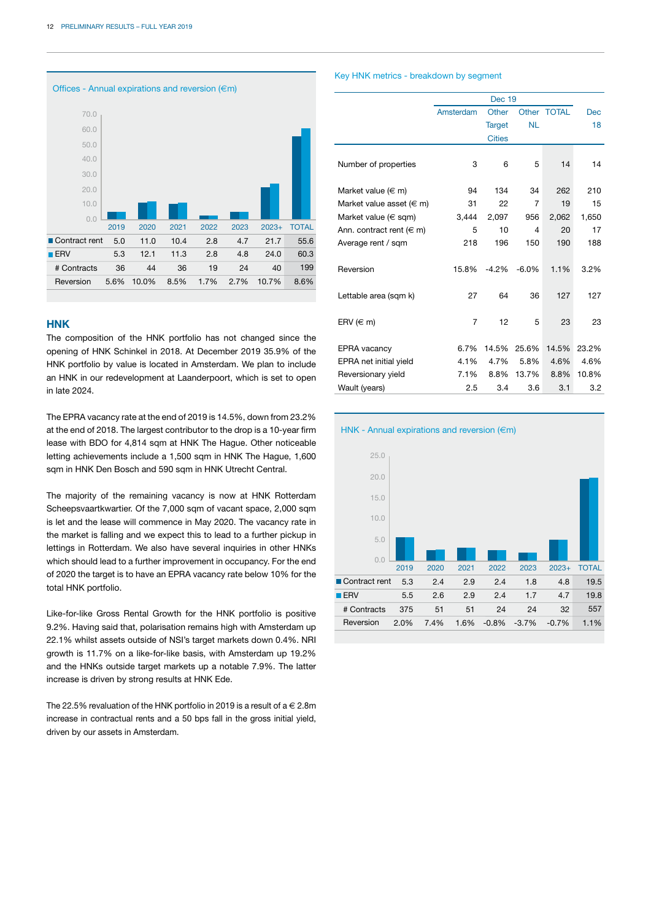### Offices - Annual expirations and reversion (€m)

| | 2019 | 2020 | 2021 | 2022 | 2023 | 2023+ | TOTAL |
|---|---|---|---|---|---|---|---|
| Contract rent | 5.0 | 11.0 | 10.4 | 2.8 | 4.7 | 21.7 | 55.6 |
| ERV | 5.3 | 12.1 | 11.3 | 2.8 | 4.8 | 24.0 | 60.3 |
| # Contracts | 36 | 44 | 36 | 19 | 24 | 40 | 199 |
| Reversion | 5.6% | 10.0% | 8.5% | 1.7% | 2.7% | 10.7% | 8.6% |

## HNK

The composition of the HNK portfolio has not changed since the opening of HNK Schinkel in 2018. At December 2019 35.9% of the HNK portfolio by value is located in Amsterdam. We plan to include an HNK in our redevelopment at Laanderpoort, which is set to open in late 2024.

The EPRA vacancy rate at the end of 2019 is 14.5%, down from 23.2% at the end of 2018. The largest contributor to the drop is a 10-year firm lease with BDO for 4,814 sqm at HNK The Hague. Other noticeable letting achievements include a 1,500 sqm in HNK The Hague, 1,600 sqm in HNK Den Bosch and 590 sqm in HNK Utrecht Central.

The majority of the remaining vacancy is now at HNK Rotterdam Scheepsvaartkwartier. Of the 7,000 sqm of vacant space, 2,000 sqm is let and the lease will commence in May 2020. The vacancy rate in the market is falling and we expect this to lead to a further pickup in lettings in Rotterdam. We also have several inquiries in other HNKs which should lead to a further improvement in occupancy. For the end of 2020 the target is to have an EPRA vacancy rate below 10% for the total HNK portfolio.

Like-for-like Gross Rental Growth for the HNK portfolio is positive 9.2%. Having said that, polarisation remains high with Amsterdam up 22.1% whilst assets outside of NSI's target markets down 0.4%. NRI growth is 11.7% on a like-for-like basis, with Amsterdam up 19.2% and the HNKs outside target markets up a notable 7.9%. The latter increase is driven by strong results at HNK Ede.

The 22.5% revaluation of the HNK portfolio in 2019 is a result of a € 2.8m increase in contractual rents and a 50 bps fall in the gross initial yield, driven by our assets in Amsterdam.

### Key HNK metrics - breakdown by segment

| | Dec 19 | | | | Dec 18 |
|---|---|---|---|---|---|
| | Amsterdam | Other Target Cities | Other NL | TOTAL | |
| Number of properties | 3 | 6 | 5 | 14 | 14 |
| Market value (€ m) | 94 | 134 | 34 | 262 | 210 |
| Market value asset (€ m) | 31 | 22 | 7 | 19 | 15 |
| Market value (€ sqm) | 3,444 | 2,097 | 956 | 2,062 | 1,650 |
| Ann. contract rent (€ m) | 5 | 10 | 4 | 20 | 17 |
| Average rent / sqm | 218 | 196 | 150 | 190 | 188 |
| Reversion | 15.8% | -4.2% | -6.0% | 1.1% | 3.2% |
| Lettable area (sqm k) | 27 | 64 | 36 | 127 | 127 |
| ERV (€ m) | 7 | 12 | 5 | 23 | 23 |
| EPRA vacancy | 6.7% | 14.5% | 25.6% | 14.5% | 23.2% |
| EPRA net initial yield | 4.1% | 4.7% | 5.8% | 4.6% | 4.6% |
| Reversionary yield | 7.1% | 8.8% | 13.7% | 8.8% | 10.8% |
| Wault (years) | 2.5 | 3.4 | 3.6 | 3.1 | 3.2 |

### HNK - Annual expirations and reversion (€m)

| | 2019 | 2020 | 2021 | 2022 | 2023 | 2023+ | TOTAL |
|---|---|---|---|---|---|---|---|
| Contract rent | 5.3 | 2.4 | 2.9 | 2.4 | 1.8 | 4.8 | 19.5 |
| ERV | 5.5 | 2.6 | 2.9 | 2.4 | 1.7 | 4.7 | 19.8 |
| # Contracts | 375 | 51 | 51 | 24 | 24 | 32 | 557 |
| Reversion | 2.0% | 7.4% | 1.6% | -0.8% | -3.7% | -0.7% | 1.1% |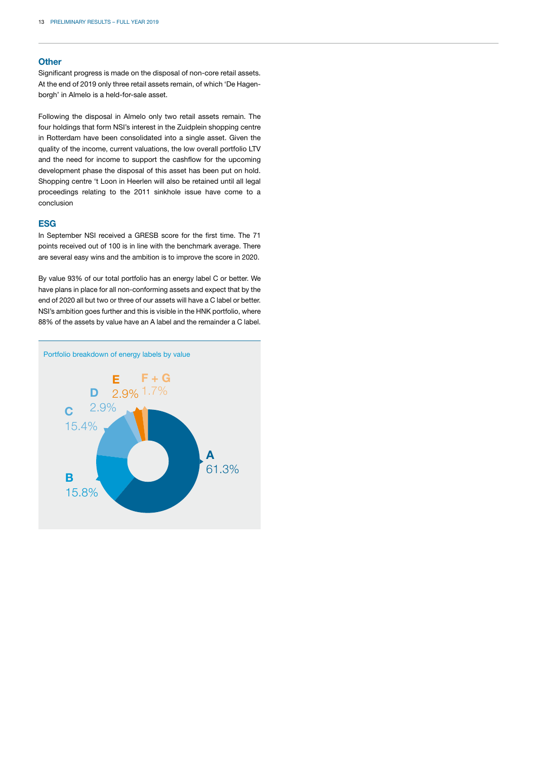## Other

Significant progress is made on the disposal of non-core retail assets. At the end of 2019 only three retail assets remain, of which 'De Hagenborgh' in Almelo is a held-for-sale asset.

Following the disposal in Almelo only two retail assets remain. The four holdings that form NSI's interest in the Zuidplein shopping centre in Rotterdam have been consolidated into a single asset. Given the quality of the income, current valuations, the low overall portfolio LTV and the need for income to support the cashflow for the upcoming development phase the disposal of this asset has been put on hold. Shopping centre 't Loon in Heerlen will also be retained until all legal proceedings relating to the 2011 sinkhole issue have come to a conclusion

## ESG

In September NSI received a GRESB score for the first time. The 71 points received out of 100 is in line with the benchmark average. There are several easy wins and the ambition is to improve the score in 2020.

By value 93% of our total portfolio has an energy label C or better. We have plans in place for all non-conforming assets and expect that by the end of 2020 all but two or three of our assets will have a C label or better. NSI's ambition goes further and this is visible in the HNK portfolio, where 88% of the assets by value have an A label and the remainder a C label.

Portfolio breakdown of energy labels by value

| Label | Share |
|---|---|
| A | 61.3% |
| B | 15.8% |
| C | 15.4% |
| D | 2.9% |
| E | 2.9% |
| F + G | 1.7% |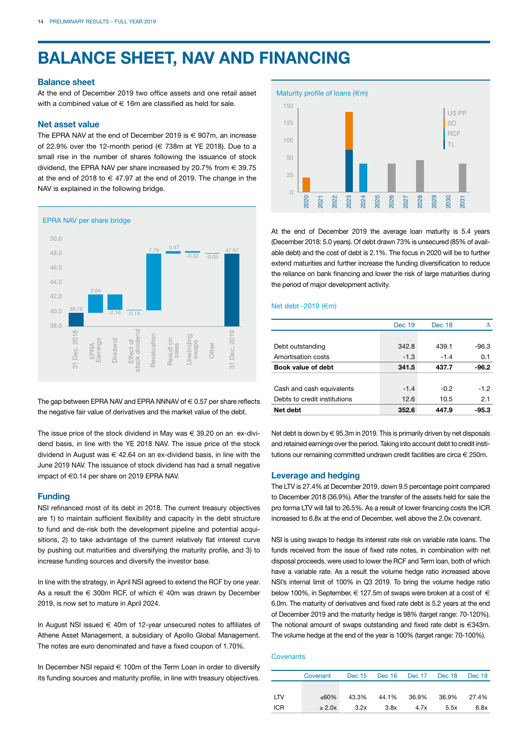# BALANCE SHEET, NAV AND FINANCING

## Balance sheet

At the end of December 2019 two office assets and one retail asset with a combined value of € 16m are classified as held for sale.

## Net asset value

The EPRA NAV at the end of December 2019 is € 907m, an increase of 22.9% over the 12-month period (€ 738m at YE 2018). Due to a small rise in the number of shares following the issuance of stock dividend, the EPRA NAV per share increased by 20.7% from € 39.75 at the end of 2018 to € 47.97 at the end of 2019. The change in the NAV is explained in the following bridge.

EPRA NAV per share bridge

| | Value |
|---|---|
| 31 Dec. 2018 | 39.75 |
| EPRA Earnings | 2.64 |
| Dividend | -2.16 |
| Effect of stock dividend | -0.14 |
| Revaluation | 7.79 |
| Result on sales | 0.47 |
| Unwinding swaps | -0.32 |
| Other | -0.05 |
| 31 Dec. 2019 | 47.97 |

The gap between EPRA NAV and EPRA NNNAV of € 0.57 per share reflects the negative fair value of derivatives and the market value of the debt.

The issue price of the stock dividend in May was € 39.20 on an ex-dividend basis, in line with the YE 2018 NAV. The issue price of the stock dividend in August was € 42.64 on an ex-dividend basis, in line with the June 2019 NAV. The issuance of stock dividend has had a small negative impact of €0.14 per share on 2019 EPRA NAV.

## Funding

NSI refinanced most of its debt in 2018. The current treasury objectives are 1) to maintain sufficient flexibility and capacity in the debt structure to fund and de-risk both the development pipeline and potential acquisitions, 2) to take advantage of the current relatively flat interest curve by pushing out maturities and diversifying the maturity profile, and 3) to increase funding sources and diversify the investor base.

In line with the strategy, in April NSI agreed to extend the RCF by one year. As a result the € 300m RCF, of which € 40m was drawn by December 2019, is now set to mature in April 2024.

In August NSI issued € 40m of 12-year unsecured notes to affiliates of Athene Asset Management, a subsidiary of Apollo Global Management. The notes are euro denominated and have a fixed coupon of 1.70%.

In December NSI repaid € 100m of the Term Loan in order to diversify its funding sources and maturity profile, in line with treasury objectives.

Maturity profile of loans (€m)

Legend: US PP, SD, RCF, TL

At the end of December 2019 the average loan maturity is 5.4 years (December 2018: 5.0 years). Of debt drawn 73% is unsecured (85% of available debt) and the cost of debt is 2.1%. The focus in 2020 will be to further extend maturities and further increase the funding diversification to reduce the reliance on bank financing and lower the risk of large maturities during the period of major development activity.

Net debt -2019 (€m)

| | Dec 19 | Dec 18 | Δ |
|---|---|---|---|
| Debt outstanding | 342.8 | 439.1 | -96.3 |
| Amortisation costs | -1.3 | -1.4 | 0.1 |
| **Book value of debt** | **341.5** | **437.7** | **-96.2** |
| Cash and cash equivalents | -1.4 | -0.2 | -1.2 |
| Debts to credit institutions | 12.6 | 10.5 | 2.1 |
| **Net debt** | **352.6** | **447.9** | **-95.3** |

Net debt is down by € 95.3m in 2019. This is primarily driven by net disposals and retained earnings over the period. Taking into account debt to credit institutions our remaining committed undrawn credit facilities are circa € 250m.

## Leverage and hedging

The LTV is 27.4% at December 2019, down 9.5 percentage point compared to December 2018 (36.9%). After the transfer of the assets held for sale the pro forma LTV will fall to 26.5%. As a result of lower financing costs the ICR increased to 6.8x at the end of December, well above the 2.0x covenant.

NSI is using swaps to hedge its interest rate risk on variable rate loans. The funds received from the issue of fixed rate notes, in combination with net disposal proceeds, were used to lower the RCF and Term loan, both of which have a variable rate. As a result the volume hedge ratio increased above NSI's internal limit of 100% in Q3 2019. To bring the volume hedge ratio below 100%, in September, € 127.5m of swaps were broken at a cost of € 6.0m. The maturity of derivatives and fixed rate debt is 5.2 years at the end of December 2019 and the maturity hedge is 98% (target range: 70-120%). The notional amount of swaps outstanding and fixed rate debt is €343m. The volume hedge at the end of the year is 100% (target range: 70-100%).

Covenants

| | Covenant | Dec 15 | Dec 16 | Dec 17 | Dec 18 | Dec 19 |
|---|---|---|---|---|---|---|
| LTV | ≤60% | 43.3% | 44.1% | 36.9% | 36.9% | 27.4% |
| ICR | ≥ 2.0x | 3.2x | 3.8x | 4.7x | 5.5x | 6.8x |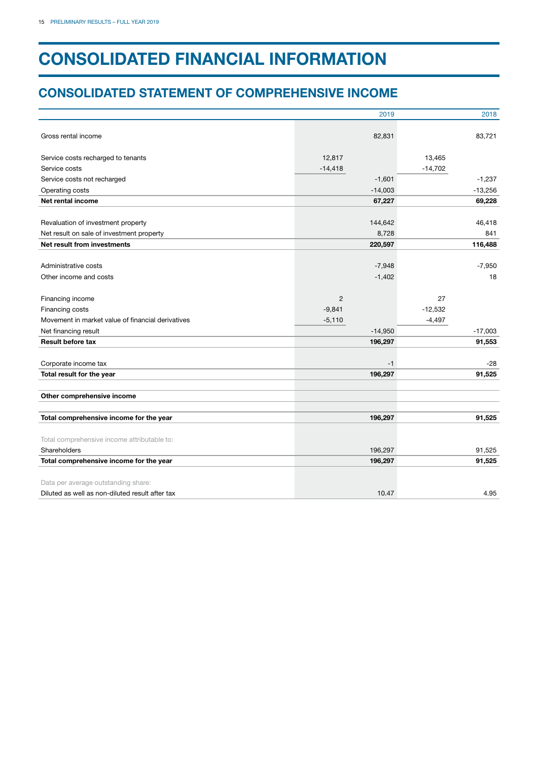# CONSOLIDATED FINANCIAL INFORMATION

## CONSOLIDATED STATEMENT OF COMPREHENSIVE INCOME

| | | 2019 | | 2018 |
|---|---|---|---|---|
| Gross rental income | | 82,831 | | 83,721 |
| Service costs recharged to tenants | 12,817 | | 13,465 | |
| Service costs | -14,418 | | -14,702 | |
| Service costs not recharged | | -1,601 | | -1,237 |
| Operating costs | | -14,003 | | -13,256 |
| **Net rental income** | | **67,227** | | **69,228** |
| Revaluation of investment property | | 144,642 | | 46,418 |
| Net result on sale of investment property | | 8,728 | | 841 |
| **Net result from investments** | | **220,597** | | **116,488** |
| Administrative costs | | -7,948 | | -7,950 |
| Other income and costs | | -1,402 | | 18 |
| Financing income | 2 | | 27 | |
| Financing costs | -9,841 | | -12,532 | |
| Movement in market value of financial derivatives | -5,110 | | -4,497 | |
| Net financing result | | -14,950 | | -17,003 |
| **Result before tax** | | **196,297** | | **91,553** |
| Corporate income tax | | -1 | | -28 |
| **Total result for the year** | | **196,297** | | **91,525** |
| **Other comprehensive income** | | | | |
| **Total comprehensive income for the year** | | **196,297** | | **91,525** |
| Total comprehensive income attributable to: | | | | |
| Shareholders | | 196,297 | | 91,525 |
| **Total comprehensive income for the year** | | **196,297** | | **91,525** |
| Data per average outstanding share: | | | | |
| Diluted as well as non-diluted result after tax | | 10.47 | | 4.95 |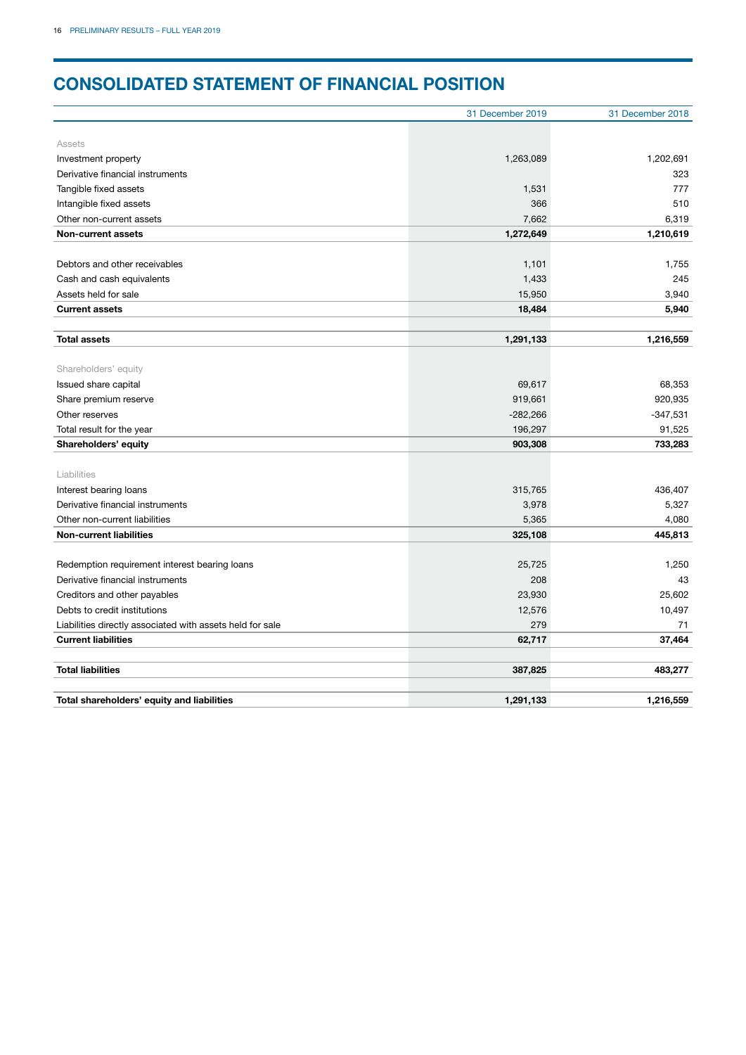# CONSOLIDATED STATEMENT OF FINANCIAL POSITION

| | 31 December 2019 | 31 December 2018 |
|---|---|---|
| Assets | | |
| Investment property | 1,263,089 | 1,202,691 |
| Derivative financial instruments | | 323 |
| Tangible fixed assets | 1,531 | 777 |
| Intangible fixed assets | 366 | 510 |
| Other non-current assets | 7,662 | 6,319 |
| **Non-current assets** | **1,272,649** | **1,210,619** |
| | | |
| Debtors and other receivables | 1,101 | 1,755 |
| Cash and cash equivalents | 1,433 | 245 |
| Assets held for sale | 15,950 | 3,940 |
| **Current assets** | **18,484** | **5,940** |
| | | |
| **Total assets** | **1,291,133** | **1,216,559** |
| | | |
| Shareholders' equity | | |
| Issued share capital | 69,617 | 68,353 |
| Share premium reserve | 919,661 | 920,935 |
| Other reserves | -282,266 | -347,531 |
| Total result for the year | 196,297 | 91,525 |
| **Shareholders' equity** | **903,308** | **733,283** |
| | | |
| Liabilities | | |
| Interest bearing loans | 315,765 | 436,407 |
| Derivative financial instruments | 3,978 | 5,327 |
| Other non-current liabilities | 5,365 | 4,080 |
| **Non-current liabilities** | **325,108** | **445,813** |
| | | |
| Redemption requirement interest bearing loans | 25,725 | 1,250 |
| Derivative financial instruments | 208 | 43 |
| Creditors and other payables | 23,930 | 25,602 |
| Debts to credit institutions | 12,576 | 10,497 |
| Liabilities directly associated with assets held for sale | 279 | 71 |
| **Current liabilities** | **62,717** | **37,464** |
| | | |
| **Total liabilities** | **387,825** | **483,277** |
| | | |
| **Total shareholders' equity and liabilities** | **1,291,133** | **1,216,559** |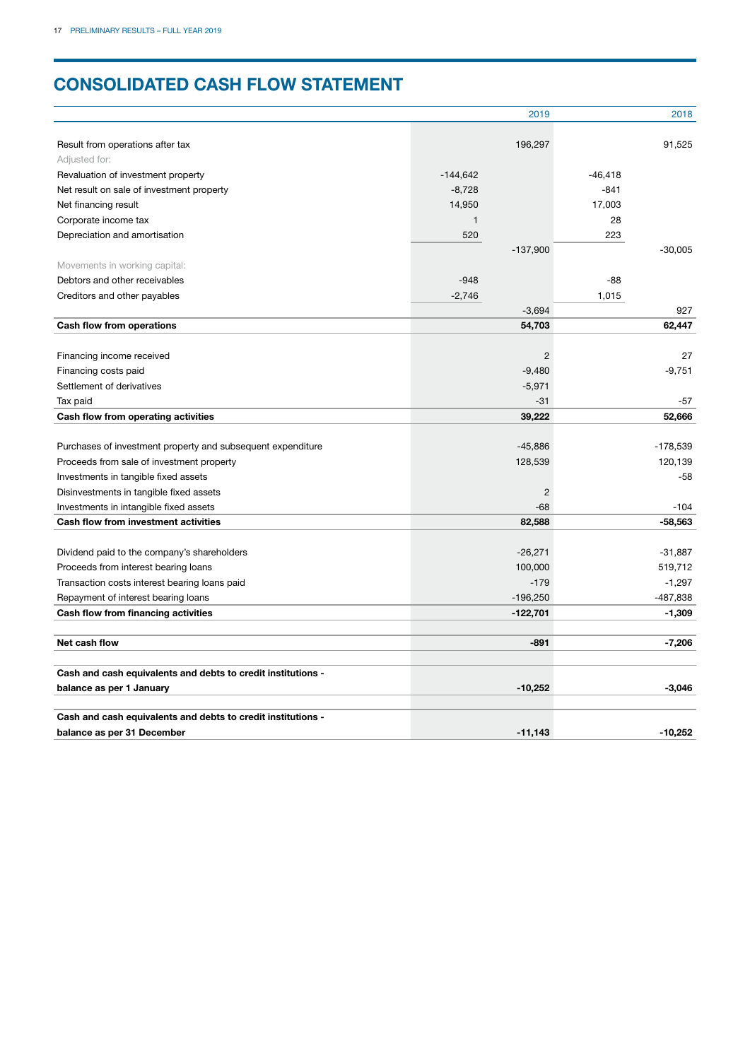# CONSOLIDATED CASH FLOW STATEMENT

| | | 2019 | | 2018 |
|---|---|---|---|---|
| Result from operations after tax | | 196,297 | | 91,525 |
| Adjusted for: | | | | |
| Revaluation of investment property | -144,642 | | -46,418 | |
| Net result on sale of investment property | -8,728 | | -841 | |
| Net financing result | 14,950 | | 17,003 | |
| Corporate income tax | 1 | | 28 | |
| Depreciation and amortisation | 520 | | 223 | |
| | | -137,900 | | -30,005 |
| Movements in working capital: | | | | |
| Debtors and other receivables | -948 | | -88 | |
| Creditors and other payables | -2,746 | | 1,015 | |
| | | -3,694 | | 927 |
| **Cash flow from operations** | | **54,703** | | **62,447** |
| | | | | |
| Financing income received | | 2 | | 27 |
| Financing costs paid | | -9,480 | | -9,751 |
| Settlement of derivatives | | -5,971 | | |
| Tax paid | | -31 | | -57 |
| **Cash flow from operating activities** | | **39,222** | | **52,666** |
| | | | | |
| Purchases of investment property and subsequent expenditure | | -45,886 | | -178,539 |
| Proceeds from sale of investment property | | 128,539 | | 120,139 |
| Investments in tangible fixed assets | | | | -58 |
| Disinvestments in tangible fixed assets | | 2 | | |
| Investments in intangible fixed assets | | -68 | | -104 |
| **Cash flow from investment activities** | | **82,588** | | **-58,563** |
| | | | | |
| Dividend paid to the company's shareholders | | -26,271 | | -31,887 |
| Proceeds from interest bearing loans | | 100,000 | | 519,712 |
| Transaction costs interest bearing loans paid | | -179 | | -1,297 |
| Repayment of interest bearing loans | | -196,250 | | -487,838 |
| **Cash flow from financing activities** | | **-122,701** | | **-1,309** |
| | | | | |
| **Net cash flow** | | **-891** | | **-7,206** |
| | | | | |
| **Cash and cash equivalents and debts to credit institutions - balance as per 1 January** | | **-10,252** | | **-3,046** |
| | | | | |
| **Cash and cash equivalents and debts to credit institutions - balance as per 31 December** | | **-11,143** | | **-10,252** |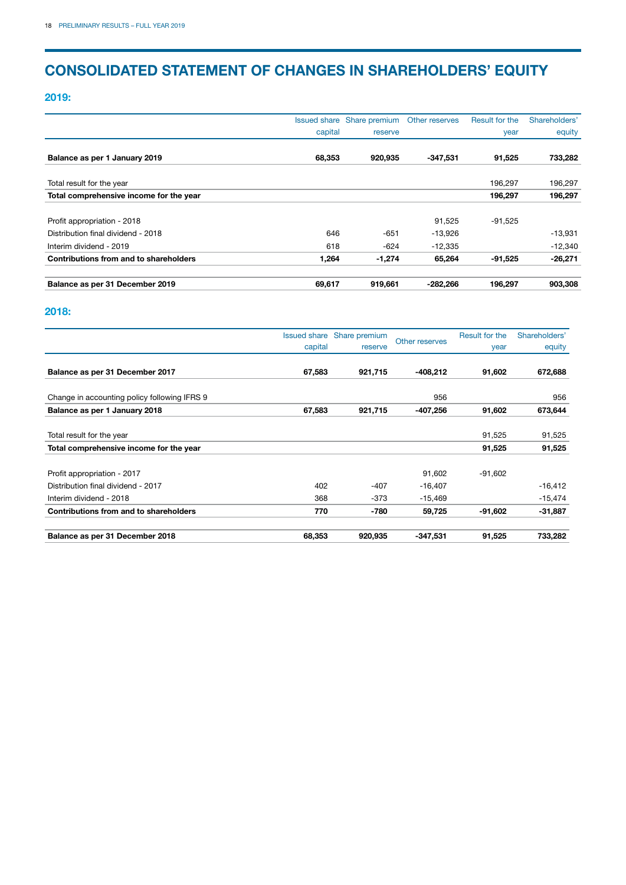# CONSOLIDATED STATEMENT OF CHANGES IN SHAREHOLDERS' EQUITY

## 2019:

| | Issued share capital | Share premium reserve | Other reserves | Result for the year | Shareholders' equity |
|---|---|---|---|---|---|
| **Balance as per 1 January 2019** | **68,353** | **920,935** | **-347,531** | **91,525** | **733,282** |
| Total result for the year | | | | 196,297 | 196,297 |
| **Total comprehensive income for the year** | | | | **196,297** | **196,297** |
| Profit appropriation - 2018 | | | 91,525 | -91,525 | |
| Distribution final dividend - 2018 | 646 | -651 | -13,926 | | -13,931 |
| Interim dividend - 2019 | 618 | -624 | -12,335 | | -12,340 |
| **Contributions from and to shareholders** | **1,264** | **-1,274** | **65,264** | **-91,525** | **-26,271** |
| **Balance as per 31 December 2019** | **69,617** | **919,661** | **-282,266** | **196,297** | **903,308** |

## 2018:

| | Issued share capital | Share premium reserve | Other reserves | Result for the year | Shareholders' equity |
|---|---|---|---|---|---|
| **Balance as per 31 December 2017** | **67,583** | **921,715** | **-408,212** | **91,602** | **672,688** |
| Change in accounting policy following IFRS 9 | | | 956 | | 956 |
| **Balance as per 1 January 2018** | **67,583** | **921,715** | **-407,256** | **91,602** | **673,644** |
| Total result for the year | | | | 91,525 | 91,525 |
| **Total comprehensive income for the year** | | | | **91,525** | **91,525** |
| Profit appropriation - 2017 | | | 91,602 | -91,602 | |
| Distribution final dividend - 2017 | 402 | -407 | -16,407 | | -16,412 |
| Interim dividend - 2018 | 368 | -373 | -15,469 | | -15,474 |
| **Contributions from and to shareholders** | **770** | **-780** | **59,725** | **-91,602** | **-31,887** |
| **Balance as per 31 December 2018** | **68,353** | **920,935** | **-347,531** | **91,525** | **733,282** |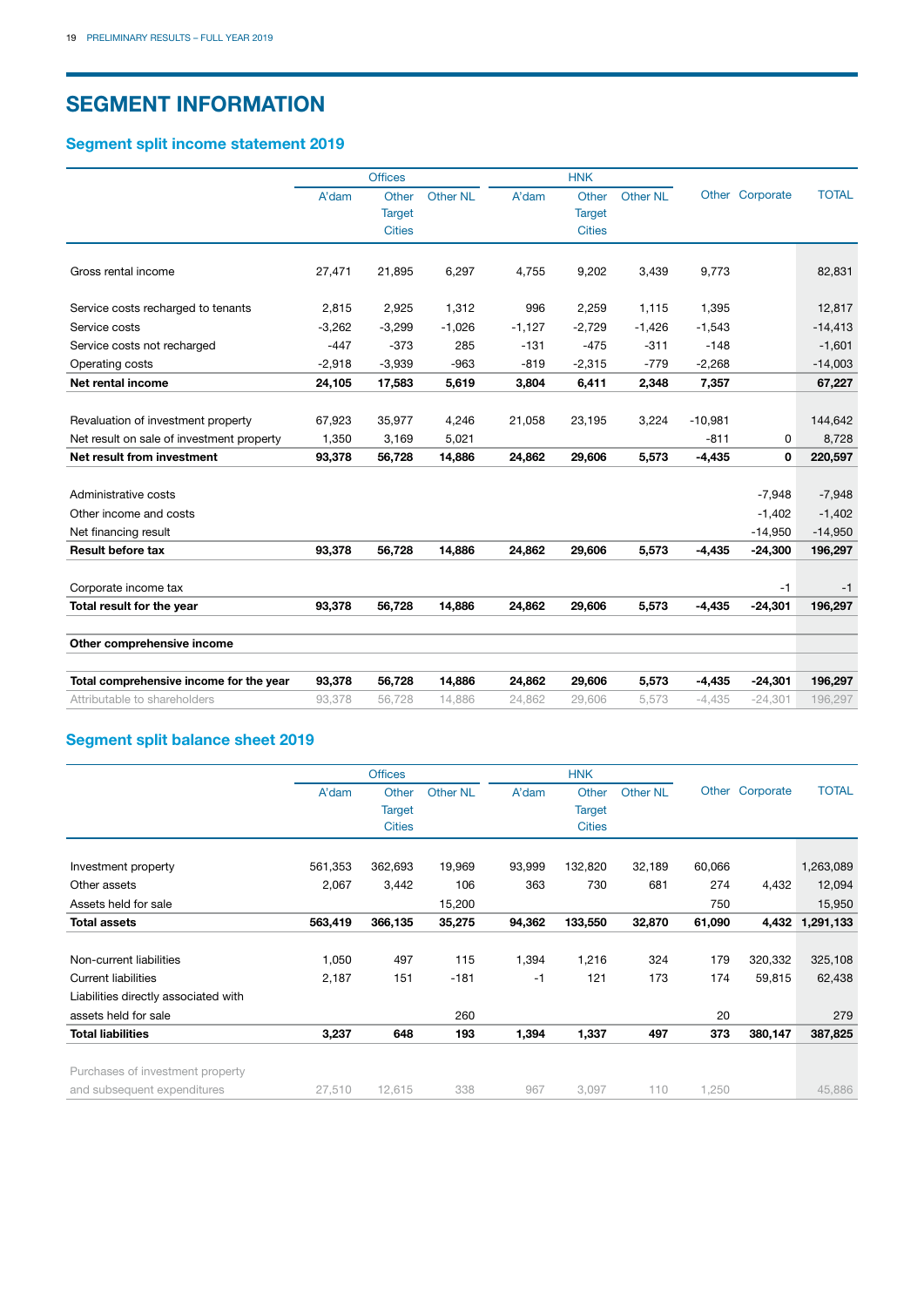# SEGMENT INFORMATION

## Segment split income statement 2019

| | Offices | | | HNK | | | | | |
|---|---|---|---|---|---|---|---|---|---|
| | A'dam | Other Target Cities | Other NL | A'dam | Other Target Cities | Other NL | Other | Corporate | TOTAL |
| Gross rental income | 27,471 | 21,895 | 6,297 | 4,755 | 9,202 | 3,439 | 9,773 | | 82,831 |
| Service costs recharged to tenants | 2,815 | 2,925 | 1,312 | 996 | 2,259 | 1,115 | 1,395 | | 12,817 |
| Service costs | -3,262 | -3,299 | -1,026 | -1,127 | -2,729 | -1,426 | -1,543 | | -14,413 |
| Service costs not recharged | -447 | -373 | 285 | -131 | -475 | -311 | -148 | | -1,601 |
| Operating costs | -2,918 | -3,939 | -963 | -819 | -2,315 | -779 | -2,268 | | -14,003 |
| **Net rental income** | **24,105** | **17,583** | **5,619** | **3,804** | **6,411** | **2,348** | **7,357** | | **67,227** |
| Revaluation of investment property | 67,923 | 35,977 | 4,246 | 21,058 | 23,195 | 3,224 | -10,981 | | 144,642 |
| Net result on sale of investment property | 1,350 | 3,169 | 5,021 | | | | -811 | 0 | 8,728 |
| **Net result from investment** | **93,378** | **56,728** | **14,886** | **24,862** | **29,606** | **5,573** | **-4,435** | **0** | **220,597** |
| Administrative costs | | | | | | | | -7,948 | -7,948 |
| Other income and costs | | | | | | | | -1,402 | -1,402 |
| Net financing result | | | | | | | | -14,950 | -14,950 |
| **Result before tax** | **93,378** | **56,728** | **14,886** | **24,862** | **29,606** | **5,573** | **-4,435** | **-24,300** | **196,297** |
| Corporate income tax | | | | | | | | -1 | -1 |
| **Total result for the year** | **93,378** | **56,728** | **14,886** | **24,862** | **29,606** | **5,573** | **-4,435** | **-24,301** | **196,297** |
| **Other comprehensive income** | | | | | | | | | |
| **Total comprehensive income for the year** | **93,378** | **56,728** | **14,886** | **24,862** | **29,606** | **5,573** | **-4,435** | **-24,301** | **196,297** |
| Attributable to shareholders | 93,378 | 56,728 | 14,886 | 24,862 | 29,606 | 5,573 | -4,435 | -24,301 | 196,297 |

## Segment split balance sheet 2019

| | Offices | | | HNK | | | | | |
|---|---|---|---|---|---|---|---|---|---|
| | A'dam | Other Target Cities | Other NL | A'dam | Other Target Cities | Other NL | Other | Corporate | TOTAL |
| Investment property | 561,353 | 362,693 | 19,969 | 93,999 | 132,820 | 32,189 | 60,066 | | 1,263,089 |
| Other assets | 2,067 | 3,442 | 106 | 363 | 730 | 681 | 274 | 4,432 | 12,094 |
| Assets held for sale | | | 15,200 | | | | 750 | | 15,950 |
| **Total assets** | **563,419** | **366,135** | **35,275** | **94,362** | **133,550** | **32,870** | **61,090** | **4,432** | **1,291,133** |
| Non-current liabilities | 1,050 | 497 | 115 | 1,394 | 1,216 | 324 | 179 | 320,332 | 325,108 |
| Current liabilities | 2,187 | 151 | -181 | -1 | 121 | 173 | 174 | 59,815 | 62,438 |
| Liabilities directly associated with assets held for sale | | | 260 | | | | 20 | | 279 |
| **Total liabilities** | **3,237** | **648** | **193** | **1,394** | **1,337** | **497** | **373** | **380,147** | **387,825** |
| Purchases of investment property and subsequent expenditures | 27,510 | 12,615 | 338 | 967 | 3,097 | 110 | 1,250 | | 45,886 |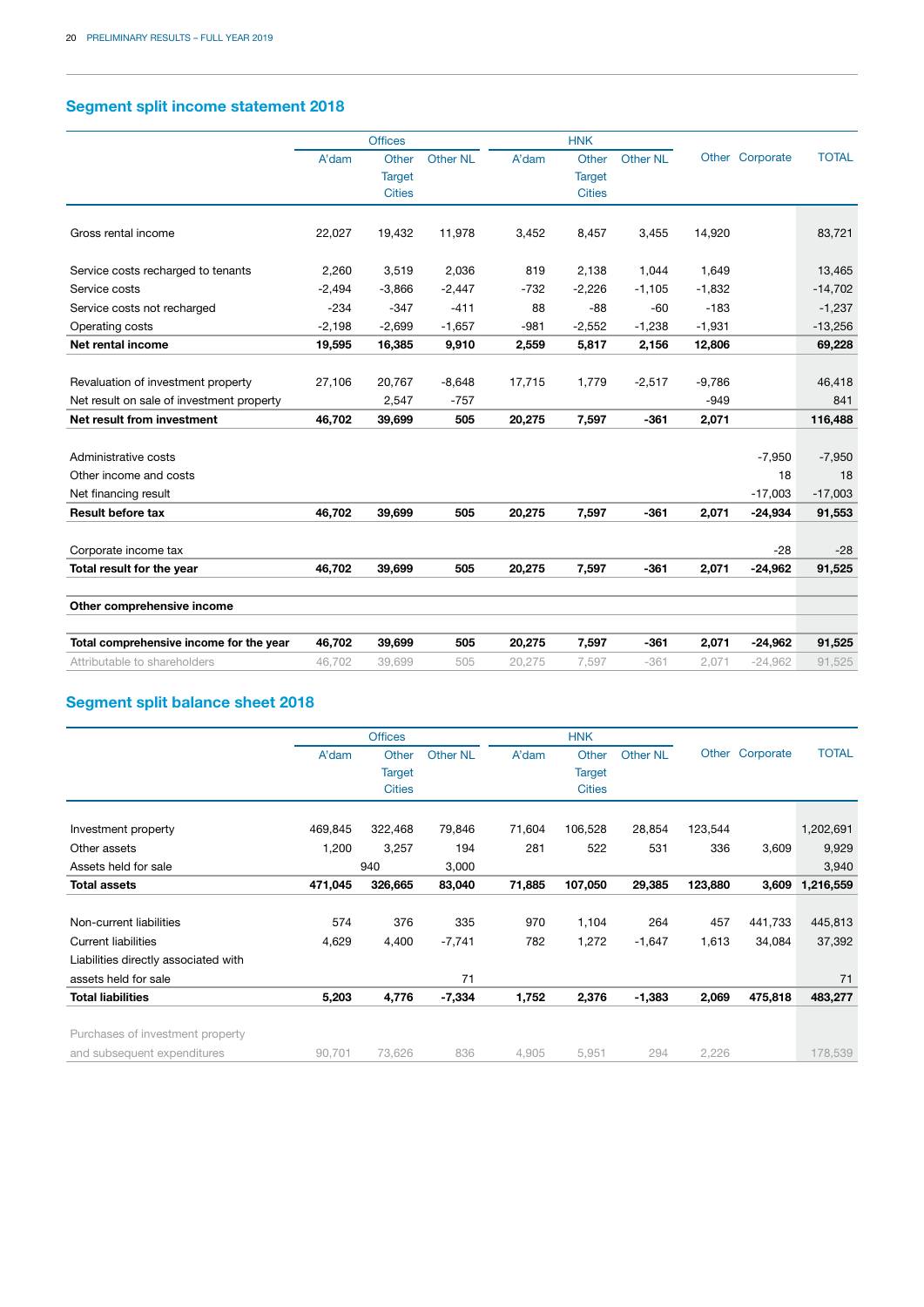## Segment split income statement 2018

| | Offices | | | HNK | | | | | |
|---|---|---|---|---|---|---|---|---|---|
| | A'dam | Other Target Cities | Other NL | A'dam | Other Target Cities | Other NL | Other | Corporate | TOTAL |
| Gross rental income | 22,027 | 19,432 | 11,978 | 3,452 | 8,457 | 3,455 | 14,920 | | 83,721 |
| Service costs recharged to tenants | 2,260 | 3,519 | 2,036 | 819 | 2,138 | 1,044 | 1,649 | | 13,465 |
| Service costs | -2,494 | -3,866 | -2,447 | -732 | -2,226 | -1,105 | -1,832 | | -14,702 |
| Service costs not recharged | -234 | -347 | -411 | 88 | -88 | -60 | -183 | | -1,237 |
| Operating costs | -2,198 | -2,699 | -1,657 | -981 | -2,552 | -1,238 | -1,931 | | -13,256 |
| **Net rental income** | **19,595** | **16,385** | **9,910** | **2,559** | **5,817** | **2,156** | **12,806** | | **69,228** |
| Revaluation of investment property | 27,106 | 20,767 | -8,648 | 17,715 | 1,779 | -2,517 | -9,786 | | 46,418 |
| Net result on sale of investment property | | 2,547 | -757 | | | | -949 | | 841 |
| **Net result from investment** | **46,702** | **39,699** | **505** | **20,275** | **7,597** | **-361** | **2,071** | | **116,488** |
| Administrative costs | | | | | | | | -7,950 | -7,950 |
| Other income and costs | | | | | | | | 18 | 18 |
| Net financing result | | | | | | | | -17,003 | -17,003 |
| **Result before tax** | **46,702** | **39,699** | **505** | **20,275** | **7,597** | **-361** | **2,071** | **-24,934** | **91,553** |
| Corporate income tax | | | | | | | | -28 | -28 |
| **Total result for the year** | **46,702** | **39,699** | **505** | **20,275** | **7,597** | **-361** | **2,071** | **-24,962** | **91,525** |
| **Other comprehensive income** | | | | | | | | | |
| **Total comprehensive income for the year** | **46,702** | **39,699** | **505** | **20,275** | **7,597** | **-361** | **2,071** | **-24,962** | **91,525** |
| Attributable to shareholders | 46,702 | 39,699 | 505 | 20,275 | 7,597 | -361 | 2,071 | -24,962 | 91,525 |

## Segment split balance sheet 2018

| | Offices | | | HNK | | | | | |
|---|---|---|---|---|---|---|---|---|---|
| | A'dam | Other Target Cities | Other NL | A'dam | Other Target Cities | Other NL | Other | Corporate | TOTAL |
| Investment property | 469,845 | 322,468 | 79,846 | 71,604 | 106,528 | 28,854 | 123,544 | | 1,202,691 |
| Other assets | 1,200 | 3,257 | 194 | 281 | 522 | 531 | 336 | 3,609 | 9,929 |
| Assets held for sale | | 940 | 3,000 | | | | | | 3,940 |
| **Total assets** | **471,045** | **326,665** | **83,040** | **71,885** | **107,050** | **29,385** | **123,880** | **3,609** | **1,216,559** |
| Non-current liabilities | 574 | 376 | 335 | 970 | 1,104 | 264 | 457 | 441,733 | 445,813 |
| Current liabilities | 4,629 | 4,400 | -7,741 | 782 | 1,272 | -1,647 | 1,613 | 34,084 | 37,392 |
| Liabilities directly associated with assets held for sale | | | 71 | | | | | | 71 |
| **Total liabilities** | **5,203** | **4,776** | **-7,334** | **1,752** | **2,376** | **-1,383** | **2,069** | **475,818** | **483,277** |
| Purchases of investment property and subsequent expenditures | 90,701 | 73,626 | 836 | 4,905 | 5,951 | 294 | 2,226 | | 178,539 |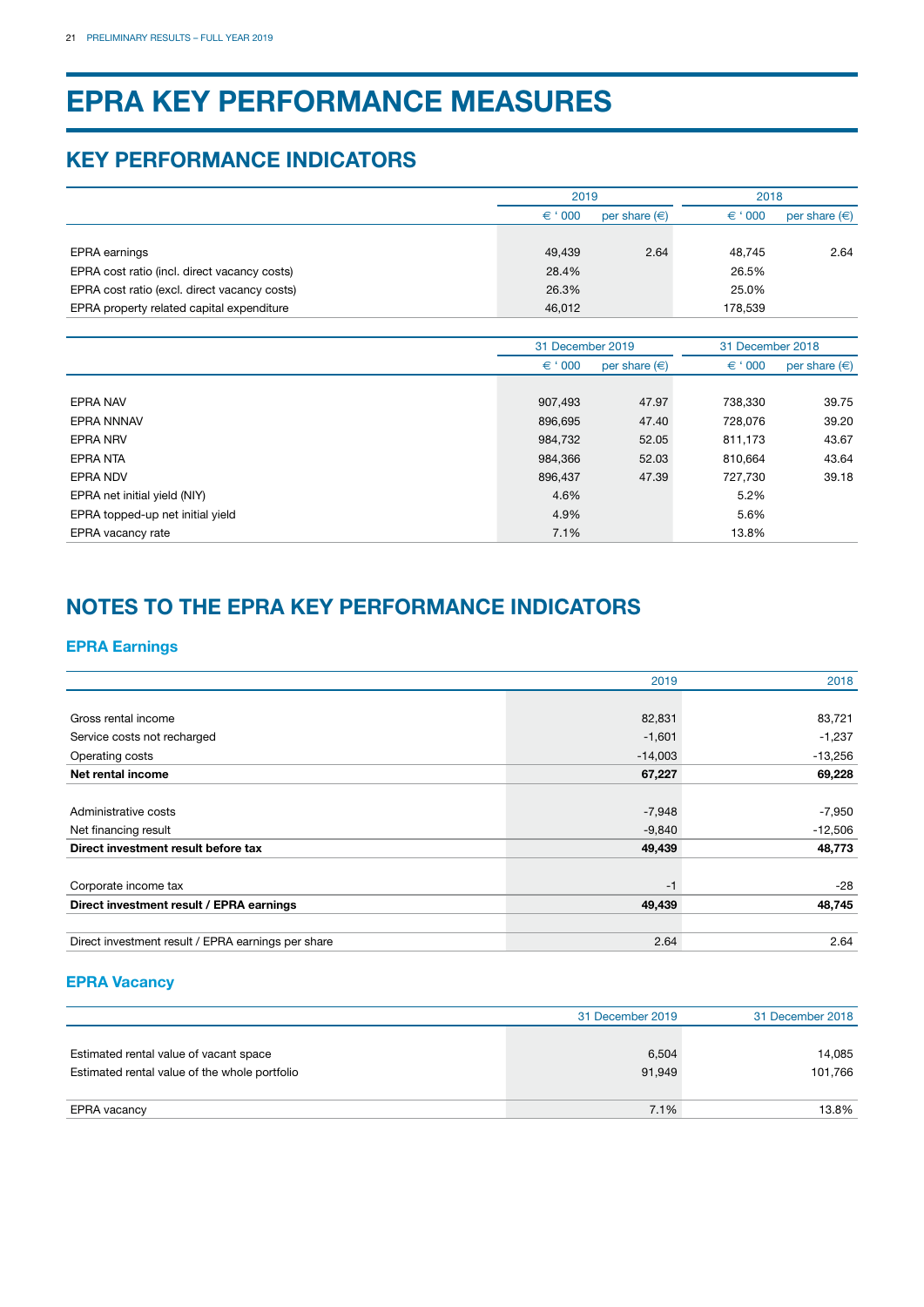# EPRA KEY PERFORMANCE MEASURES

## KEY PERFORMANCE INDICATORS

| | 2019 | | 2018 | |
|---|---|---|---|---|
| | € ' 000 | per share (€) | € ' 000 | per share (€) |
| EPRA earnings | 49,439 | 2.64 | 48,745 | 2.64 |
| EPRA cost ratio (incl. direct vacancy costs) | 28.4% | | 26.5% | |
| EPRA cost ratio (excl. direct vacancy costs) | 26.3% | | 25.0% | |
| EPRA property related capital expenditure | 46,012 | | 178,539 | |

| | 31 December 2019 | | 31 December 2018 | |
|---|---|---|---|---|
| | € ' 000 | per share (€) | € ' 000 | per share (€) |
| EPRA NAV | 907,493 | 47.97 | 738,330 | 39.75 |
| EPRA NNNAV | 896,695 | 47.40 | 728,076 | 39.20 |
| EPRA NRV | 984,732 | 52.05 | 811,173 | 43.67 |
| EPRA NTA | 984,366 | 52.03 | 810,664 | 43.64 |
| EPRA NDV | 896,437 | 47.39 | 727,730 | 39.18 |
| EPRA net initial yield (NIY) | 4.6% | | 5.2% | |
| EPRA topped-up net initial yield | 4.9% | | 5.6% | |
| EPRA vacancy rate | 7.1% | | 13.8% | |

## NOTES TO THE EPRA KEY PERFORMANCE INDICATORS

### EPRA Earnings

| | 2019 | 2018 |
|---|---|---|
| Gross rental income | 82,831 | 83,721 |
| Service costs not recharged | -1,601 | -1,237 |
| Operating costs | -14,003 | -13,256 |
| **Net rental income** | **67,227** | **69,228** |
| | | |
| Administrative costs | -7,948 | -7,950 |
| Net financing result | -9,840 | -12,506 |
| **Direct investment result before tax** | **49,439** | **48,773** |
| | | |
| Corporate income tax | -1 | -28 |
| **Direct investment result / EPRA earnings** | **49,439** | **48,745** |
| | | |
| Direct investment result / EPRA earnings per share | 2.64 | 2.64 |

### EPRA Vacancy

| | 31 December 2019 | 31 December 2018 |
|---|---|---|
| Estimated rental value of vacant space | 6,504 | 14,085 |
| Estimated rental value of the whole portfolio | 91,949 | 101,766 |
| | | |
| EPRA vacancy | 7.1% | 13.8% |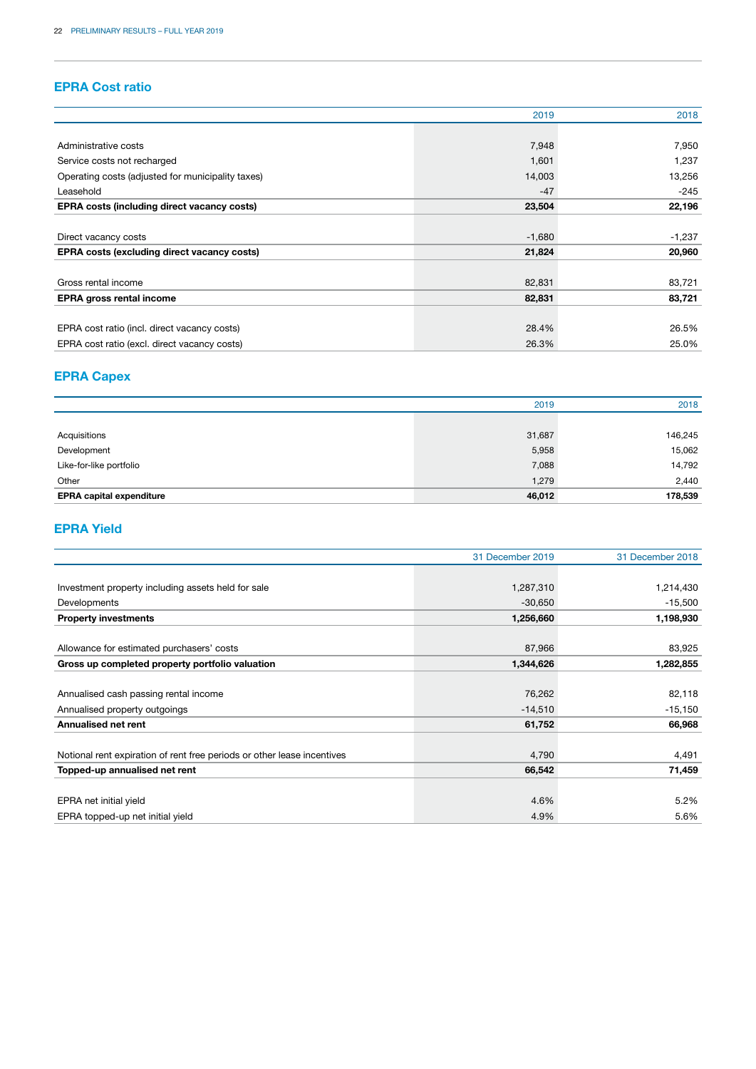## EPRA Cost ratio

| | 2019 | 2018 |
|---|---|---|
| Administrative costs | 7,948 | 7,950 |
| Service costs not recharged | 1,601 | 1,237 |
| Operating costs (adjusted for municipality taxes) | 14,003 | 13,256 |
| Leasehold | -47 | -245 |
| **EPRA costs (including direct vacancy costs)** | **23,504** | **22,196** |
| Direct vacancy costs | -1,680 | -1,237 |
| **EPRA costs (excluding direct vacancy costs)** | **21,824** | **20,960** |
| Gross rental income | 82,831 | 83,721 |
| **EPRA gross rental income** | **82,831** | **83,721** |
| EPRA cost ratio (incl. direct vacancy costs) | 28.4% | 26.5% |
| EPRA cost ratio (excl. direct vacancy costs) | 26.3% | 25.0% |

## EPRA Capex

| | 2019 | 2018 |
|---|---|---|
| Acquisitions | 31,687 | 146,245 |
| Development | 5,958 | 15,062 |
| Like-for-like portfolio | 7,088 | 14,792 |
| Other | 1,279 | 2,440 |
| **EPRA capital expenditure** | **46,012** | **178,539** |

## EPRA Yield

| | 31 December 2019 | 31 December 2018 |
|---|---|---|
| Investment property including assets held for sale | 1,287,310 | 1,214,430 |
| Developments | -30,650 | -15,500 |
| **Property investments** | **1,256,660** | **1,198,930** |
| Allowance for estimated purchasers' costs | 87,966 | 83,925 |
| **Gross up completed property portfolio valuation** | **1,344,626** | **1,282,855** |
| Annualised cash passing rental income | 76,262 | 82,118 |
| Annualised property outgoings | -14,510 | -15,150 |
| **Annualised net rent** | **61,752** | **66,968** |
| Notional rent expiration of rent free periods or other lease incentives | 4,790 | 4,491 |
| **Topped-up annualised net rent** | **66,542** | **71,459** |
| EPRA net initial yield | 4.6% | 5.2% |
| EPRA topped-up net initial yield | 4.9% | 5.6% |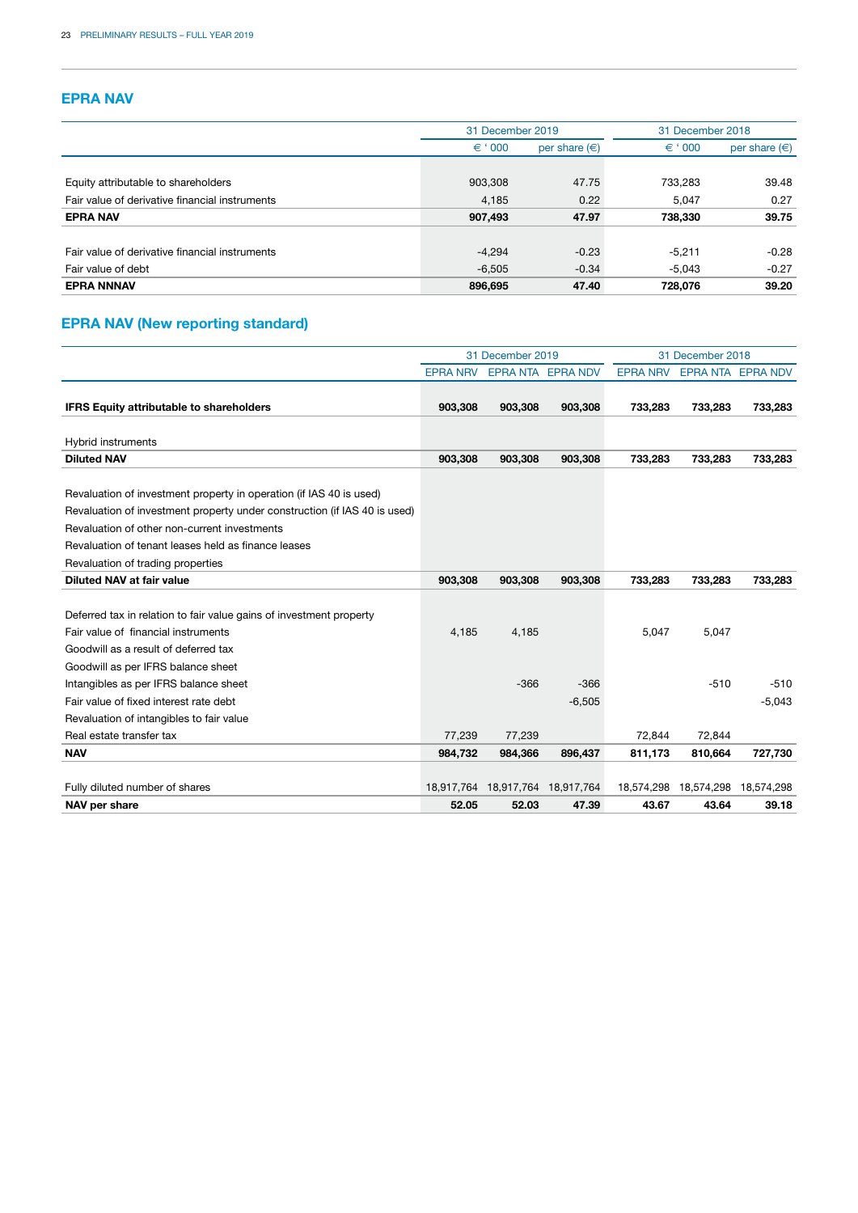## EPRA NAV

| | 31 December 2019 | | 31 December 2018 | |
|---|---|---|---|---|
| | € ' 000 | per share (€) | € ' 000 | per share (€) |
| Equity attributable to shareholders | 903,308 | 47.75 | 733,283 | 39.48 |
| Fair value of derivative financial instruments | 4,185 | 0.22 | 5,047 | 0.27 |
| **EPRA NAV** | **907,493** | **47.97** | **738,330** | **39.75** |
| Fair value of derivative financial instruments | -4,294 | -0.23 | -5,211 | -0.28 |
| Fair value of debt | -6,505 | -0.34 | -5,043 | -0.27 |
| **EPRA NNNAV** | **896,695** | **47.40** | **728,076** | **39.20** |

## EPRA NAV (New reporting standard)

| | 31 December 2019 | | | 31 December 2018 | | |
|---|---|---|---|---|---|---|
| | EPRA NRV | EPRA NTA | EPRA NDV | EPRA NRV | EPRA NTA | EPRA NDV |
| **IFRS Equity attributable to shareholders** | **903,308** | **903,308** | **903,308** | **733,283** | **733,283** | **733,283** |
| Hybrid instruments | | | | | | |
| **Diluted NAV** | **903,308** | **903,308** | **903,308** | **733,283** | **733,283** | **733,283** |
| Revaluation of investment property in operation (if IAS 40 is used) | | | | | | |
| Revaluation of investment property under construction (if IAS 40 is used) | | | | | | |
| Revaluation of other non-current investments | | | | | | |
| Revaluation of tenant leases held as finance leases | | | | | | |
| Revaluation of trading properties | | | | | | |
| **Diluted NAV at fair value** | **903,308** | **903,308** | **903,308** | **733,283** | **733,283** | **733,283** |
| Deferred tax in relation to fair value gains of investment property | | | | | | |
| Fair value of financial instruments | 4,185 | 4,185 | | 5,047 | 5,047 | |
| Goodwill as a result of deferred tax | | | | | | |
| Goodwill as per IFRS balance sheet | | | | | | |
| Intangibles as per IFRS balance sheet | | -366 | -366 | | -510 | -510 |
| Fair value of fixed interest rate debt | | | -6,505 | | | -5,043 |
| Revaluation of intangibles to fair value | | | | | | |
| Real estate transfer tax | 77,239 | 77,239 | | 72,844 | 72,844 | |
| **NAV** | **984,732** | **984,366** | **896,437** | **811,173** | **810,664** | **727,730** |
| Fully diluted number of shares | 18,917,764 | 18,917,764 | 18,917,764 | 18,574,298 | 18,574,298 | 18,574,298 |
| **NAV per share** | **52.05** | **52.03** | **47.39** | **43.67** | **43.64** | **39.18** |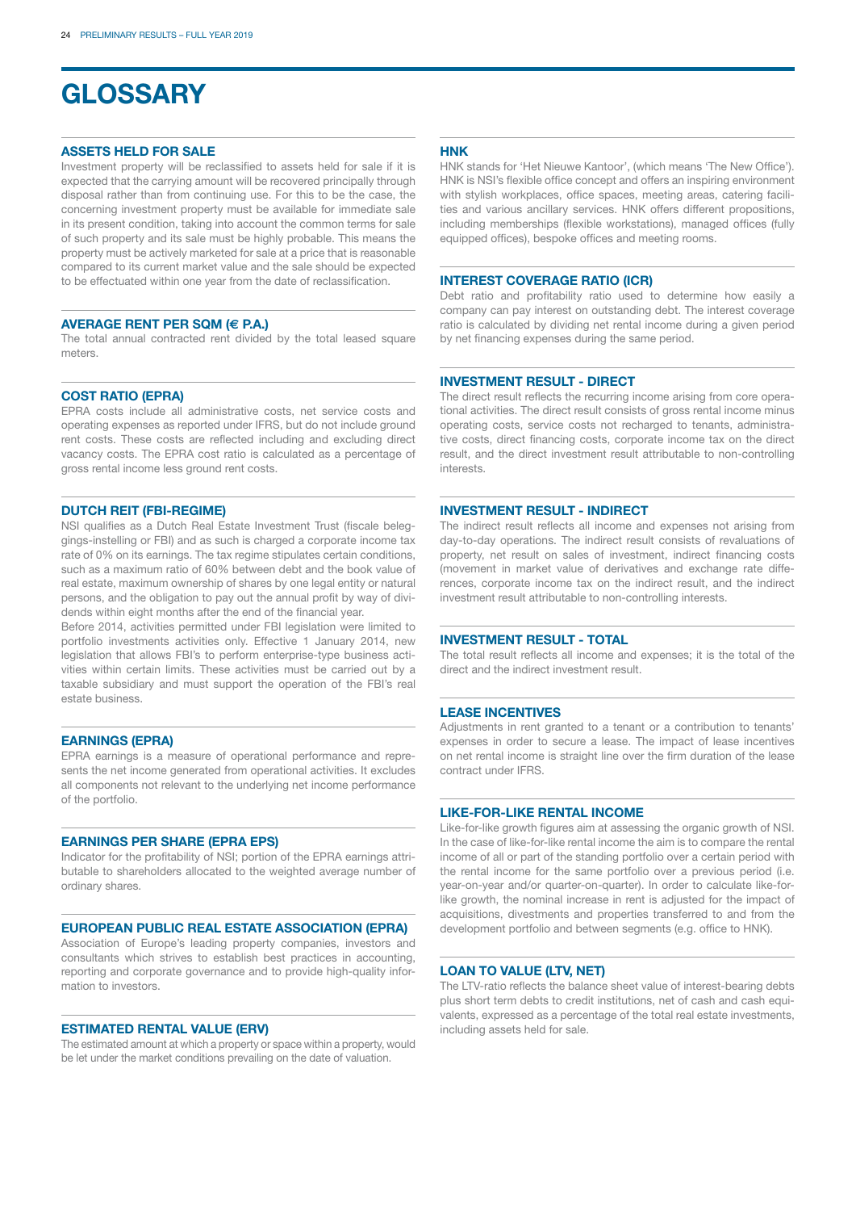# GLOSSARY

### ASSETS HELD FOR SALE

Investment property will be reclassified to assets held for sale if it is expected that the carrying amount will be recovered principally through disposal rather than from continuing use. For this to be the case, the concerning investment property must be available for immediate sale in its present condition, taking into account the common terms for sale of such property and its sale must be highly probable. This means the property must be actively marketed for sale at a price that is reasonable compared to its current market value and the sale should be expected to be effectuated within one year from the date of reclassification.

### AVERAGE RENT PER SQM (€ P.A.)

The total annual contracted rent divided by the total leased square meters.

### COST RATIO (EPRA)

EPRA costs include all administrative costs, net service costs and operating expenses as reported under IFRS, but do not include ground rent costs. These costs are reflected including and excluding direct vacancy costs. The EPRA cost ratio is calculated as a percentage of gross rental income less ground rent costs.

### DUTCH REIT (FBI-REGIME)

NSI qualifies as a Dutch Real Estate Investment Trust (fiscale beleggings-instelling or FBI) and as such is charged a corporate income tax rate of 0% on its earnings. The tax regime stipulates certain conditions, such as a maximum ratio of 60% between debt and the book value of real estate, maximum ownership of shares by one legal entity or natural persons, and the obligation to pay out the annual profit by way of dividends within eight months after the end of the financial year.

Before 2014, activities permitted under FBI legislation were limited to portfolio investments activities only. Effective 1 January 2014, new legislation that allows FBI's to perform enterprise-type business activities within certain limits. These activities must be carried out by a taxable subsidiary and must support the operation of the FBI's real estate business.

### EARNINGS (EPRA)

EPRA earnings is a measure of operational performance and represents the net income generated from operational activities. It excludes all components not relevant to the underlying net income performance of the portfolio.

### EARNINGS PER SHARE (EPRA EPS)

Indicator for the profitability of NSI; portion of the EPRA earnings attributable to shareholders allocated to the weighted average number of ordinary shares.

### EUROPEAN PUBLIC REAL ESTATE ASSOCIATION (EPRA)

Association of Europe's leading property companies, investors and consultants which strives to establish best practices in accounting, reporting and corporate governance and to provide high-quality information to investors.

### ESTIMATED RENTAL VALUE (ERV)

The estimated amount at which a property or space within a property, would be let under the market conditions prevailing on the date of valuation.

### HNK

HNK stands for 'Het Nieuwe Kantoor', (which means 'The New Office'). HNK is NSI's flexible office concept and offers an inspiring environment with stylish workplaces, office spaces, meeting areas, catering facilities and various ancillary services. HNK offers different propositions, including memberships (flexible workstations), managed offices (fully equipped offices), bespoke offices and meeting rooms.

### INTEREST COVERAGE RATIO (ICR)

Debt ratio and profitability ratio used to determine how easily a company can pay interest on outstanding debt. The interest coverage ratio is calculated by dividing net rental income during a given period by net financing expenses during the same period.

### INVESTMENT RESULT - DIRECT

The direct result reflects the recurring income arising from core operational activities. The direct result consists of gross rental income minus operating costs, service costs not recharged to tenants, administrative costs, direct financing costs, corporate income tax on the direct result, and the direct investment result attributable to non-controlling interests.

### INVESTMENT RESULT - INDIRECT

The indirect result reflects all income and expenses not arising from day-to-day operations. The indirect result consists of revaluations of property, net result on sales of investment, indirect financing costs (movement in market value of derivatives and exchange rate differences, corporate income tax on the indirect result, and the indirect investment result attributable to non-controlling interests.

### INVESTMENT RESULT - TOTAL

The total result reflects all income and expenses; it is the total of the direct and the indirect investment result.

### LEASE INCENTIVES

Adjustments in rent granted to a tenant or a contribution to tenants' expenses in order to secure a lease. The impact of lease incentives on net rental income is straight line over the firm duration of the lease contract under IFRS.

### LIKE-FOR-LIKE RENTAL INCOME

Like-for-like growth figures aim at assessing the organic growth of NSI. In the case of like-for-like rental income the aim is to compare the rental income of all or part of the standing portfolio over a certain period with the rental income for the same portfolio over a previous period (i.e. year-on-year and/or quarter-on-quarter). In order to calculate like-for-like growth, the nominal increase in rent is adjusted for the impact of acquisitions, divestments and properties transferred to and from the development portfolio and between segments (e.g. office to HNK).

### LOAN TO VALUE (LTV, NET)

The LTV-ratio reflects the balance sheet value of interest-bearing debts plus short term debts to credit institutions, net of cash and cash equivalents, expressed as a percentage of the total real estate investments, including assets held for sale.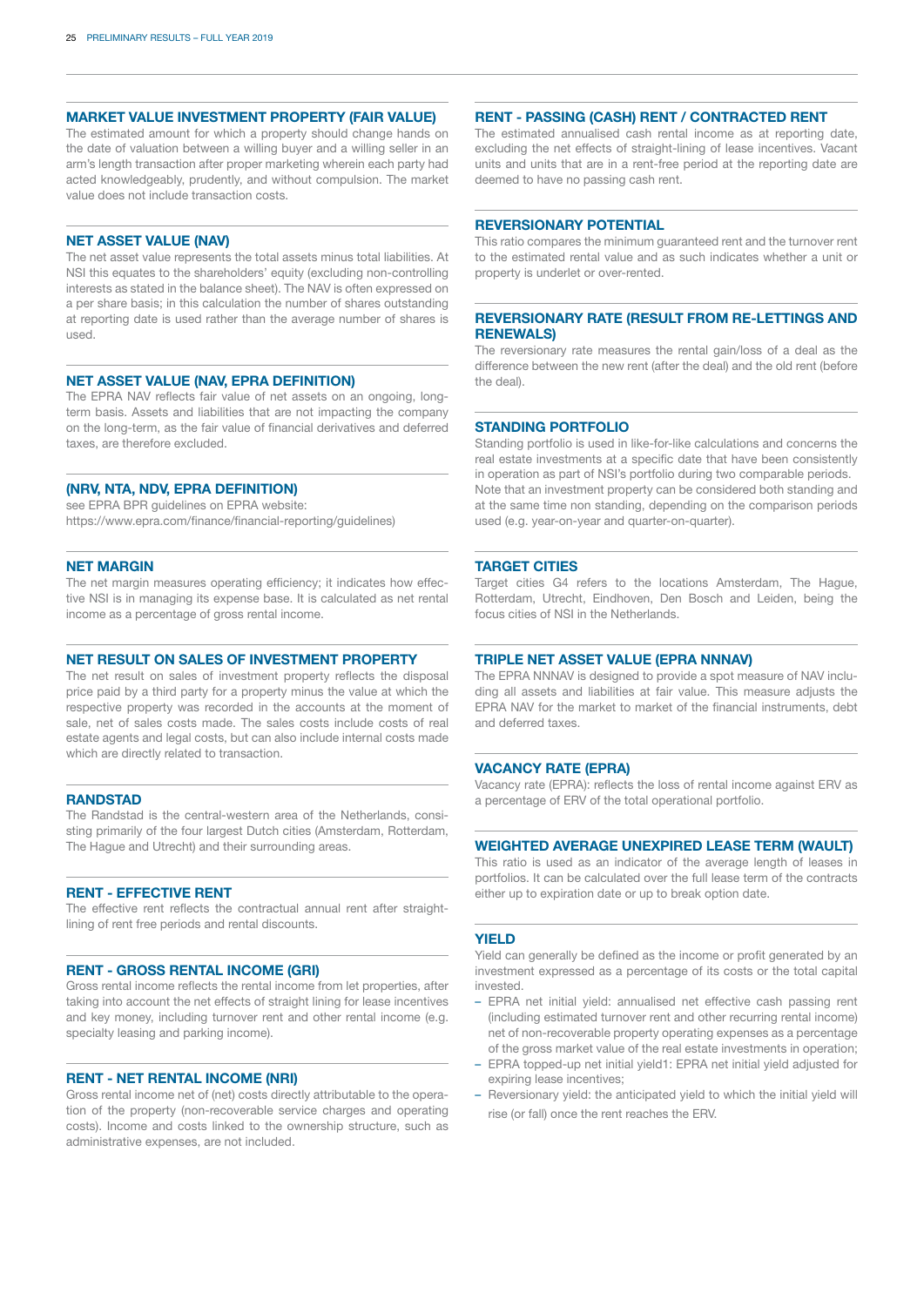### MARKET VALUE INVESTMENT PROPERTY (FAIR VALUE)

The estimated amount for which a property should change hands on the date of valuation between a willing buyer and a willing seller in an arm's length transaction after proper marketing wherein each party had acted knowledgeably, prudently, and without compulsion. The market value does not include transaction costs.

### NET ASSET VALUE (NAV)

The net asset value represents the total assets minus total liabilities. At NSI this equates to the shareholders' equity (excluding non-controlling interests as stated in the balance sheet). The NAV is often expressed on a per share basis; in this calculation the number of shares outstanding at reporting date is used rather than the average number of shares is used.

### NET ASSET VALUE (NAV, EPRA DEFINITION)

The EPRA NAV reflects fair value of net assets on an ongoing, long-term basis. Assets and liabilities that are not impacting the company on the long-term, as the fair value of financial derivatives and deferred taxes, are therefore excluded.

### (NRV, NTA, NDV, EPRA DEFINITION)

see EPRA BPR guidelines on EPRA website:
https://www.epra.com/finance/financial-reporting/guidelines)

### NET MARGIN

The net margin measures operating efficiency; it indicates how effective NSI is in managing its expense base. It is calculated as net rental income as a percentage of gross rental income.

### NET RESULT ON SALES OF INVESTMENT PROPERTY

The net result on sales of investment property reflects the disposal price paid by a third party for a property minus the value at which the respective property was recorded in the accounts at the moment of sale, net of sales costs made. The sales costs include costs of real estate agents and legal costs, but can also include internal costs made which are directly related to transaction.

### RANDSTAD

The Randstad is the central-western area of the Netherlands, consisting primarily of the four largest Dutch cities (Amsterdam, Rotterdam, The Hague and Utrecht) and their surrounding areas.

### RENT - EFFECTIVE RENT

The effective rent reflects the contractual annual rent after straight-lining of rent free periods and rental discounts.

### RENT - GROSS RENTAL INCOME (GRI)

Gross rental income reflects the rental income from let properties, after taking into account the net effects of straight lining for lease incentives and key money, including turnover rent and other rental income (e.g. specialty leasing and parking income).

### RENT - NET RENTAL INCOME (NRI)

Gross rental income net of (net) costs directly attributable to the operation of the property (non-recoverable service charges and operating costs). Income and costs linked to the ownership structure, such as administrative expenses, are not included.

### RENT - PASSING (CASH) RENT / CONTRACTED RENT

The estimated annualised cash rental income as at reporting date, excluding the net effects of straight-lining of lease incentives. Vacant units and units that are in a rent-free period at the reporting date are deemed to have no passing cash rent.

### REVERSIONARY POTENTIAL

This ratio compares the minimum guaranteed rent and the turnover rent to the estimated rental value and as such indicates whether a unit or property is underlet or over-rented.

### REVERSIONARY RATE (RESULT FROM RE-LETTINGS AND RENEWALS)

The reversionary rate measures the rental gain/loss of a deal as the difference between the new rent (after the deal) and the old rent (before the deal).

### STANDING PORTFOLIO

Standing portfolio is used in like-for-like calculations and concerns the real estate investments at a specific date that have been consistently in operation as part of NSI's portfolio during two comparable periods. Note that an investment property can be considered both standing and at the same time non standing, depending on the comparison periods used (e.g. year-on-year and quarter-on-quarter).

### TARGET CITIES

Target cities G4 refers to the locations Amsterdam, The Hague, Rotterdam, Utrecht, Eindhoven, Den Bosch and Leiden, being the focus cities of NSI in the Netherlands.

### TRIPLE NET ASSET VALUE (EPRA NNNAV)

The EPRA NNNAV is designed to provide a spot measure of NAV including all assets and liabilities at fair value. This measure adjusts the EPRA NAV for the market to market of the financial instruments, debt and deferred taxes.

### VACANCY RATE (EPRA)

Vacancy rate (EPRA): reflects the loss of rental income against ERV as a percentage of ERV of the total operational portfolio.

### WEIGHTED AVERAGE UNEXPIRED LEASE TERM (WAULT)

This ratio is used as an indicator of the average length of leases in portfolios. It can be calculated over the full lease term of the contracts either up to expiration date or up to break option date.

### YIELD

Yield can generally be defined as the income or profit generated by an investment expressed as a percentage of its costs or the total capital invested.

- EPRA net initial yield: annualised net effective cash passing rent (including estimated turnover rent and other recurring rental income) net of non-recoverable property operating expenses as a percentage of the gross market value of the real estate investments in operation;
- EPRA topped-up net initial yield1: EPRA net initial yield adjusted for expiring lease incentives;
- Reversionary yield: the anticipated yield to which the initial yield will rise (or fall) once the rent reaches the ERV.